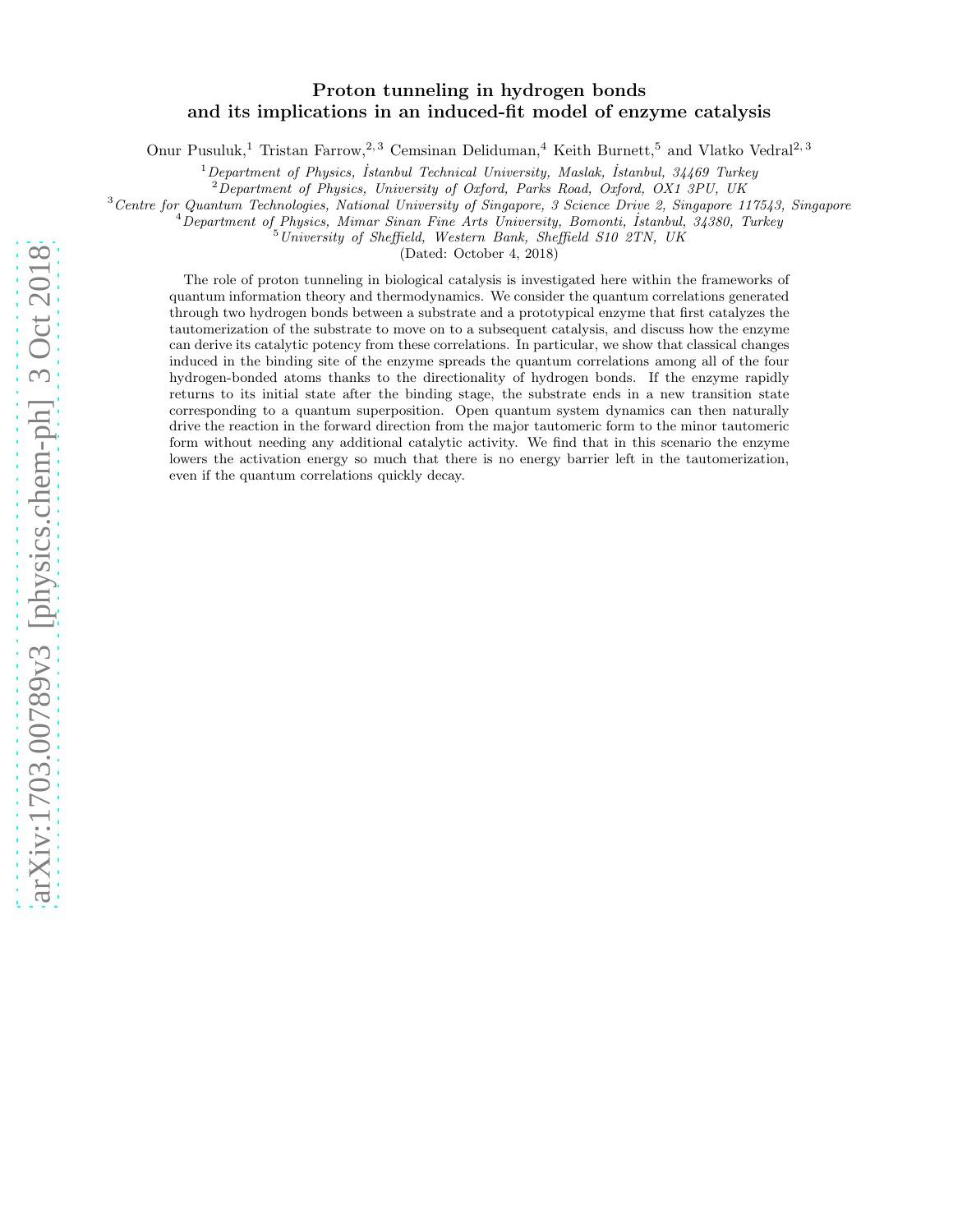# Proton tunneling in hydrogen bonds and its implications in an induced-fit model of enzyme catalysis

Onur Pusuluk,[1] Tristan Farrow,[2,3] Cemsinan Deliduman,[4] Keith Burnett,[5] and Vlatko Vedral[2,3]

[1] *Department of Physics, İstanbul Technical University, Maslak, İstanbul, 34469 Turkey*
[2] *Department of Physics, University of Oxford, Parks Road, Oxford, OX1 3PU, UK*
[3] *Centre for Quantum Technologies, National University of Singapore, 3 Science Drive 2, Singapore 117543, Singapore*
[4] *Department of Physics, Mimar Sinan Fine Arts University, Bomonti, İstanbul, 34380, Turkey*
[5] *University of Sheffield, Western Bank, Sheffield S10 2TN, UK*

(Dated: October 4, 2018)

The role of proton tunneling in biological catalysis is investigated here within the frameworks of quantum information theory and thermodynamics. We consider the quantum correlations generated through two hydrogen bonds between a substrate and a prototypical enzyme that first catalyzes the tautomerization of the substrate to move on to a subsequent catalysis, and discuss how the enzyme can derive its catalytic potency from these correlations. In particular, we show that classical changes induced in the binding site of the enzyme spreads the quantum correlations among all of the four hydrogen-bonded atoms thanks to the directionality of hydrogen bonds. If the enzyme rapidly returns to its initial state after the binding stage, the substrate ends in a new transition state corresponding to a quantum superposition. Open quantum system dynamics can then naturally drive the reaction in the forward direction from the major tautomeric form to the minor tautomeric form without needing any additional catalytic activity. We find that in this scenario the enzyme lowers the activation energy so much that there is no energy barrier left in the tautomerization, even if the quantum correlations quickly decay.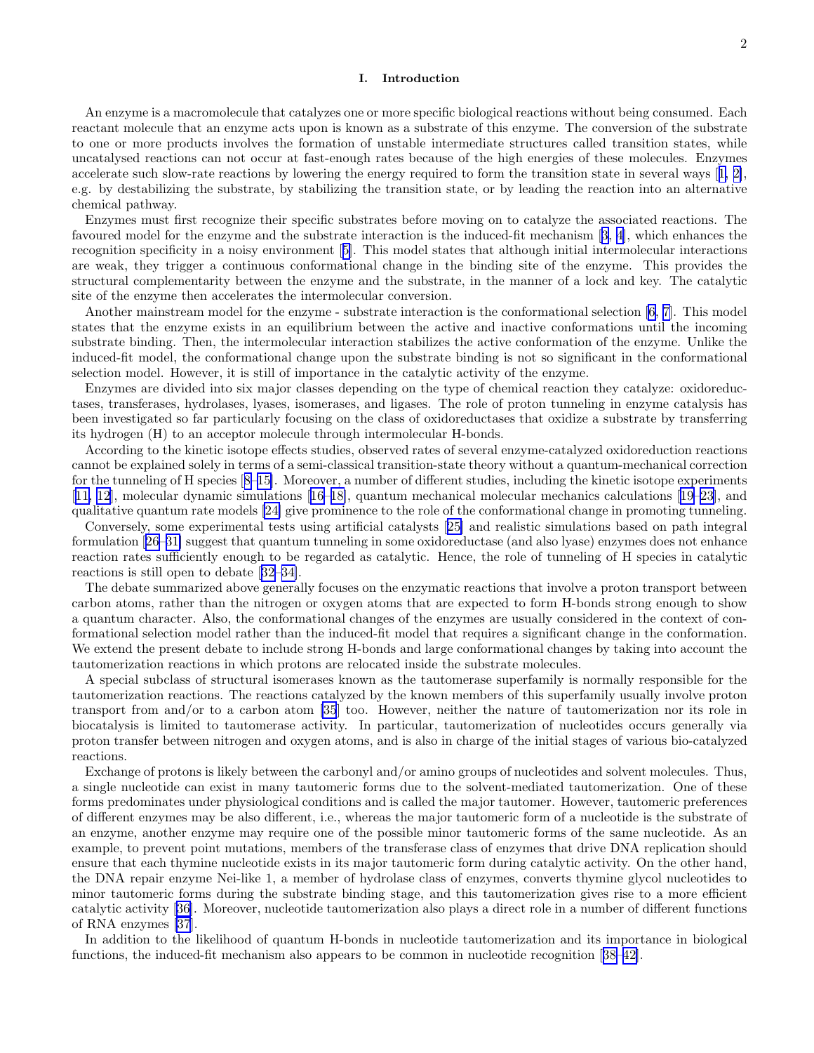## I. Introduction

An enzyme is a macromolecule that catalyzes one or more specific biological reactions without being consumed. Each reactant molecule that an enzyme acts upon is known as a substrate of this enzyme. The conversion of the substrate to one or more products involves the formation of unstable intermediate structures called transition states, while uncatalysed reactions can not occur at fast-enough rates because of the high energies of these molecules. Enzymes accelerate such slow-rate reactions by lowering the energy required to form the transition state in several ways [1, 2], e.g. by destabilizing the substrate, by stabilizing the transition state, or by leading the reaction into an alternative chemical pathway.

Enzymes must first recognize their specific substrates before moving on to catalyze the associated reactions. The favoured model for the enzyme and the substrate interaction is the induced-fit mechanism [3, 4], which enhances the recognition specificity in a noisy environment [5]. This model states that although initial intermolecular interactions are weak, they trigger a continuous conformational change in the binding site of the enzyme. This provides the structural complementarity between the enzyme and the substrate, in the manner of a lock and key. The catalytic site of the enzyme then accelerates the intermolecular conversion.

Another mainstream model for the enzyme - substrate interaction is the conformational selection [6, 7]. This model states that the enzyme exists in an equilibrium between the active and inactive conformations until the incoming substrate binding. Then, the intermolecular interaction stabilizes the active conformation of the enzyme. Unlike the induced-fit model, the conformational change upon the substrate binding is not so significant in the conformational selection model. However, it is still of importance in the catalytic activity of the enzyme.

Enzymes are divided into six major classes depending on the type of chemical reaction they catalyze: oxidoreductases, transferases, hydrolases, lyases, isomerases, and ligases. The role of proton tunneling in enzyme catalysis has been investigated so far particularly focusing on the class of oxidoreductases that oxidize a substrate by transferring its hydrogen (H) to an acceptor molecule through intermolecular H-bonds.

According to the kinetic isotope effects studies, observed rates of several enzyme-catalyzed oxidoreduction reactions cannot be explained solely in terms of a semi-classical transition-state theory without a quantum-mechanical correction for the tunneling of H species [8–15]. Moreover, a number of different studies, including the kinetic isotope experiments [11, 12], molecular dynamic simulations [16–18], quantum mechanical molecular mechanics calculations [19–23], and qualitative quantum rate models [24] give prominence to the role of the conformational change in promoting tunneling.

Conversely, some experimental tests using artificial catalysts [25] and realistic simulations based on path integral formulation [26–31] suggest that quantum tunneling in some oxidoreductase (and also lyase) enzymes does not enhance reaction rates sufficiently enough to be regarded as catalytic. Hence, the role of tunneling of H species in catalytic reactions is still open to debate [32–34].

The debate summarized above generally focuses on the enzymatic reactions that involve a proton transport between carbon atoms, rather than the nitrogen or oxygen atoms that are expected to form H-bonds strong enough to show a quantum character. Also, the conformational changes of the enzymes are usually considered in the context of conformational selection model rather than the induced-fit model that requires a significant change in the conformation. We extend the present debate to include strong H-bonds and large conformational changes by taking into account the tautomerization reactions in which protons are relocated inside the substrate molecules.

A special subclass of structural isomerases known as the tautomerase superfamily is normally responsible for the tautomerization reactions. The reactions catalyzed by the known members of this superfamily usually involve proton transport from and/or to a carbon atom [35] too. However, neither the nature of tautomerization nor its role in biocatalysis is limited to tautomerase activity. In particular, tautomerization of nucleotides occurs generally via proton transfer between nitrogen and oxygen atoms, and is also in charge of the initial stages of various bio-catalyzed reactions.

Exchange of protons is likely between the carbonyl and/or amino groups of nucleotides and solvent molecules. Thus, a single nucleotide can exist in many tautomeric forms due to the solvent-mediated tautomerization. One of these forms predominates under physiological conditions and is called the major tautomer. However, tautomeric preferences of different enzymes may be also different, i.e., whereas the major tautomeric form of a nucleotide is the substrate of an enzyme, another enzyme may require one of the possible minor tautomeric forms of the same nucleotide. As an example, to prevent point mutations, members of the transferase class of enzymes that drive DNA replication should ensure that each thymine nucleotide exists in its major tautomeric form during catalytic activity. On the other hand, the DNA repair enzyme Nei-like 1, a member of hydrolase class of enzymes, converts thymine glycol nucleotides to minor tautomeric forms during the substrate binding stage, and this tautomerization gives rise to a more efficient catalytic activity [36]. Moreover, nucleotide tautomerization also plays a direct role in a number of different functions of RNA enzymes [37].

In addition to the likelihood of quantum H-bonds in nucleotide tautomerization and its importance in biological functions, the induced-fit mechanism also appears to be common in nucleotide recognition [38–42].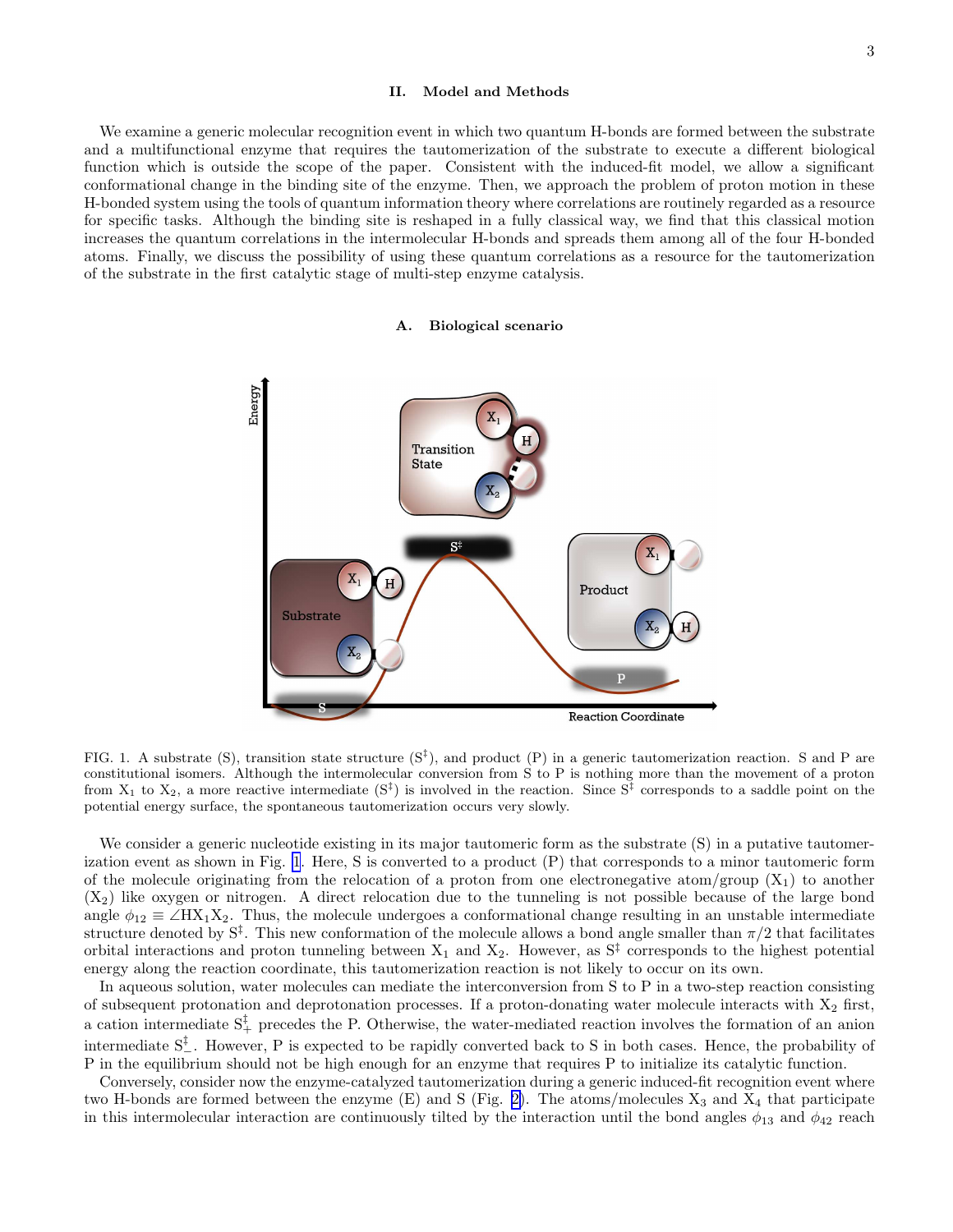## II. Model and Methods

We examine a generic molecular recognition event in which two quantum H-bonds are formed between the substrate and a multifunctional enzyme that requires the tautomerization of the substrate to execute a different biological function which is outside the scope of the paper. Consistent with the induced-fit model, we allow a significant conformational change in the binding site of the enzyme. Then, we approach the problem of proton motion in these H-bonded system using the tools of quantum information theory where correlations are routinely regarded as a resource for specific tasks. Although the binding site is reshaped in a fully classical way, we find that this classical motion increases the quantum correlations in the intermolecular H-bonds and spreads them among all of the four H-bonded atoms. Finally, we discuss the possibility of using these quantum correlations as a resource for the tautomerization of the substrate in the first catalytic stage of multi-step enzyme catalysis.

### A. Biological scenario

FIG. 1. A substrate (S), transition state structure ($S^{\ddagger}$), and product (P) in a generic tautomerization reaction. S and P are constitutional isomers. Although the intermolecular conversion from S to P is nothing more than the movement of a proton from $X_1$ to $X_2$, a more reactive intermediate ($S^{\ddagger}$) is involved in the reaction. Since $S^{\ddagger}$ corresponds to a saddle point on the potential energy surface, the spontaneous tautomerization occurs very slowly.

We consider a generic nucleotide existing in its major tautomeric form as the substrate (S) in a putative tautomerization event as shown in Fig. 1. Here, S is converted to a product (P) that corresponds to a minor tautomeric form of the molecule originating from the relocation of a proton from one electronegative atom/group ($X_1$) to another ($X_2$) like oxygen or nitrogen. A direct relocation due to the tunneling is not possible because of the large bond angle $\phi_{12} \equiv \angle HX_1X_2$. Thus, the molecule undergoes a conformational change resulting in an unstable intermediate structure denoted by $S^{\ddagger}$. This new conformation of the molecule allows a bond angle smaller than $\pi/2$ that facilitates orbital interactions and proton tunneling between $X_1$ and $X_2$. However, as $S^{\ddagger}$ corresponds to the highest potential energy along the reaction coordinate, this tautomerization reaction is not likely to occur on its own.

In aqueous solution, water molecules can mediate the interconversion from S to P in a two-step reaction consisting of subsequent protonation and deprotonation processes. If a proton-donating water molecule interacts with $X_2$ first, a cation intermediate $S^{\ddagger}_{+}$ precedes the P. Otherwise, the water-mediated reaction involves the formation of an anion intermediate $S^{\ddagger}_{-}$. However, P is expected to be rapidly converted back to S in both cases. Hence, the probability of P in the equilibrium should not be high enough for an enzyme that requires P to initialize its catalytic function.

Conversely, consider now the enzyme-catalyzed tautomerization during a generic induced-fit recognition event where two H-bonds are formed between the enzyme (E) and S (Fig. 2). The atoms/molecules $X_3$ and $X_4$ that participate in this intermolecular interaction are continuously tilted by the interaction until the bond angles $\phi_{13}$ and $\phi_{42}$ reach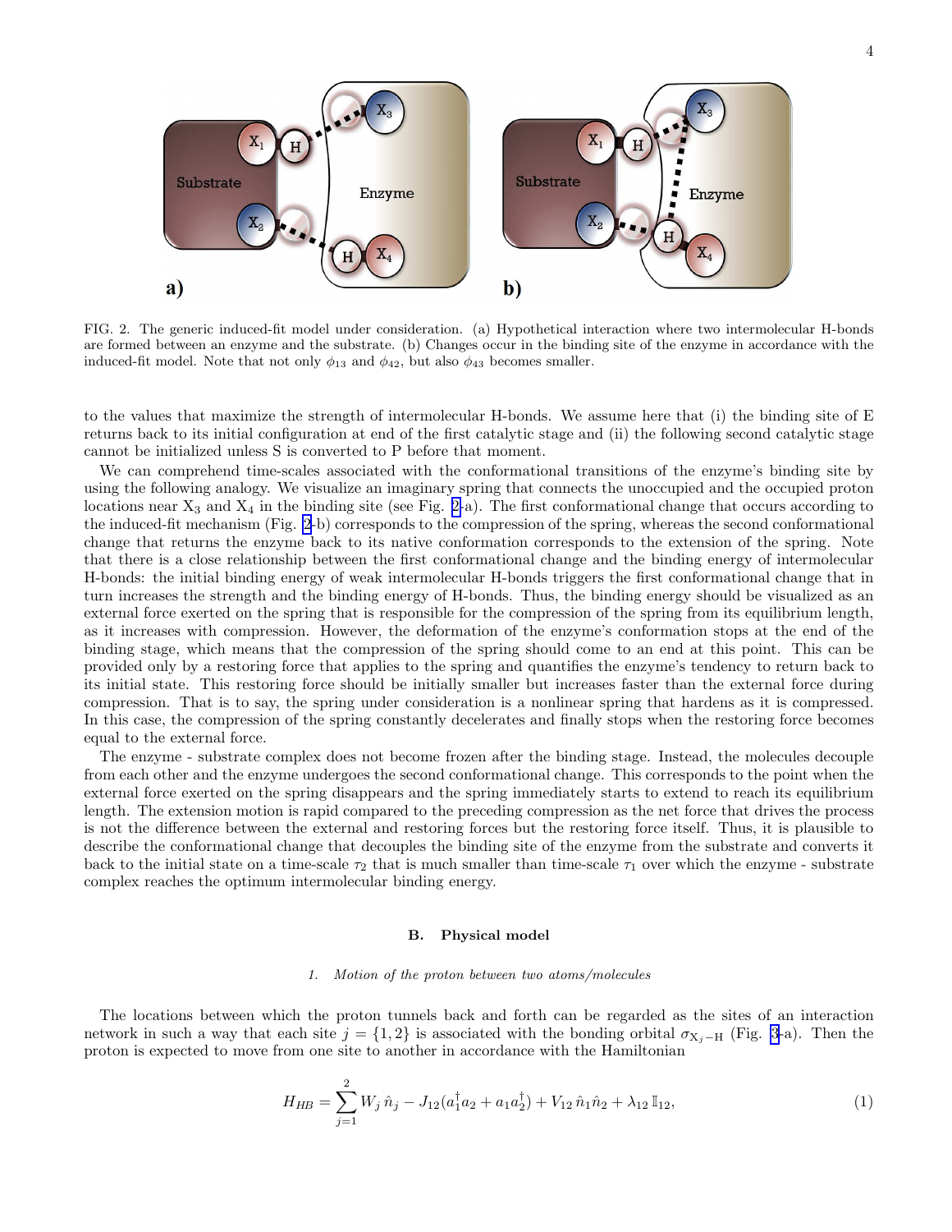FIG. 2. The generic induced-fit model under consideration. (a) Hypothetical interaction where two intermolecular H-bonds are formed between an enzyme and the substrate. (b) Changes occur in the binding site of the enzyme in accordance with the induced-fit model. Note that not only $\phi_{13}$ and $\phi_{42}$, but also $\phi_{43}$ becomes smaller.

to the values that maximize the strength of intermolecular H-bonds. We assume here that (i) the binding site of E returns back to its initial configuration at end of the first catalytic stage and (ii) the following second catalytic stage cannot be initialized unless S is converted to P before that moment.

We can comprehend time-scales associated with the conformational transitions of the enzyme's binding site by using the following analogy. We visualize an imaginary spring that connects the unoccupied and the occupied proton locations near $X_3$ and $X_4$ in the binding site (see Fig. 2-a). The first conformational change that occurs according to the induced-fit mechanism (Fig. 2-b) corresponds to the compression of the spring, whereas the second conformational change that returns the enzyme back to its native conformation corresponds to the extension of the spring. Note that there is a close relationship between the first conformational change and the binding energy of intermolecular H-bonds: the initial binding energy of weak intermolecular H-bonds triggers the first conformational change that in turn increases the strength and the binding energy of H-bonds. Thus, the binding energy should be visualized as an external force exerted on the spring that is responsible for the compression of the spring from its equilibrium length, as it increases with compression. However, the deformation of the enzyme's conformation stops at the end of the binding stage, which means that the compression of the spring should come to an end at this point. This can be provided only by a restoring force that applies to the spring and quantifies the enzyme's tendency to return back to its initial state. This restoring force should be initially smaller but increases faster than the external force during compression. That is to say, the spring under consideration is a nonlinear spring that hardens as it is compressed. In this case, the compression of the spring constantly decelerates and finally stops when the restoring force becomes equal to the external force.

The enzyme - substrate complex does not become frozen after the binding stage. Instead, the molecules decouple from each other and the enzyme undergoes the second conformational change. This corresponds to the point when the external force exerted on the spring disappears and the spring immediately starts to extend to reach its equilibrium length. The extension motion is rapid compared to the preceding compression as the net force that drives the process is not the difference between the external and restoring forces but the restoring force itself. Thus, it is plausible to describe the conformational change that decouples the binding site of the enzyme from the substrate and converts it back to the initial state on a time-scale $\tau_2$ that is much smaller than time-scale $\tau_1$ over which the enzyme - substrate complex reaches the optimum intermolecular binding energy.

### B. Physical model

#### 1. Motion of the proton between two atoms/molecules

The locations between which the proton tunnels back and forth can be regarded as the sites of an interaction network in such a way that each site $j = \{1, 2\}$ is associated with the bonding orbital $\sigma_{X_j - H}$ (Fig. 3-a). Then the proton is expected to move from one site to another in accordance with the Hamiltonian

$$H_{HB} = \sum_{j=1}^{2} W_j \, \hat{n}_j - J_{12}(a_1^\dagger a_2 + a_1 a_2^\dagger) + V_{12} \, \hat{n}_1 \hat{n}_2 + \lambda_{12} \, \mathbb{I}_{12}, \tag{1}$$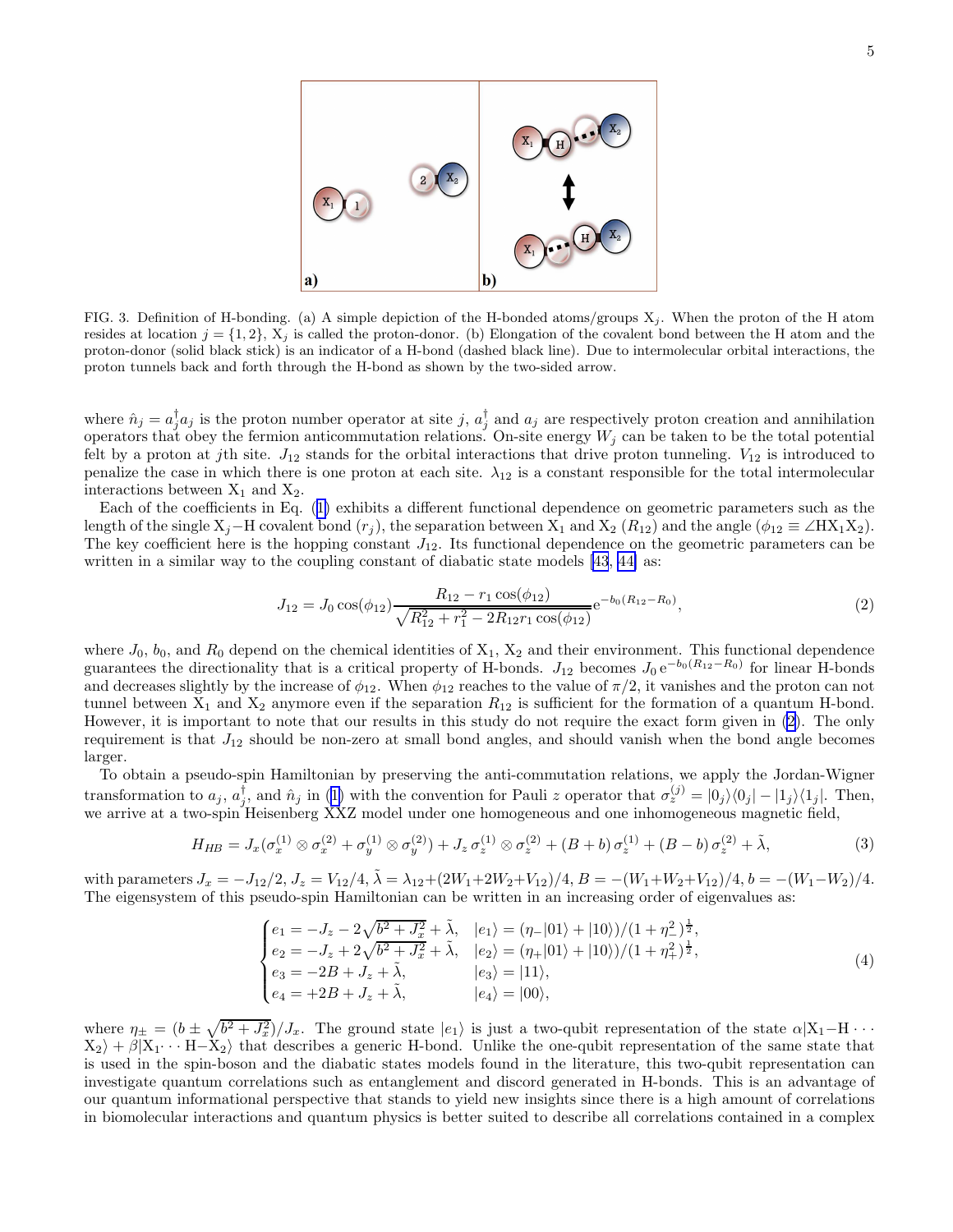FIG. 3. Definition of H-bonding. (a) A simple depiction of the H-bonded atoms/groups $X_j$. When the proton of the H atom resides at location $j = \{1, 2\}$, $X_j$ is called the proton-donor. (b) Elongation of the covalent bond between the H atom and the proton-donor (solid black stick) is an indicator of a H-bond (dashed black line). Due to intermolecular orbital interactions, the proton tunnels back and forth through the H-bond as shown by the two-sided arrow.

where $\hat{n}_j = a_j^\dagger a_j$ is the proton number operator at site $j$, $a_j^\dagger$ and $a_j$ are respectively proton creation and annihilation operators that obey the fermion anticommutation relations. On-site energy $W_j$ can be taken to be the total potential felt by a proton at $j$th site. $J_{12}$ stands for the orbital interactions that drive proton tunneling. $V_{12}$ is introduced to penalize the case in which there is one proton at each site. $\lambda_{12}$ is a constant responsible for the total intermolecular interactions between $X_1$ and $X_2$.

Each of the coefficients in Eq. (1) exhibits a different functional dependence on geometric parameters such as the length of the single $X_j$−H covalent bond ($r_j$), the separation between $X_1$ and $X_2$ ($R_{12}$) and the angle ($\phi_{12} \equiv \angle HX_1X_2$). The key coefficient here is the hopping constant $J_{12}$. Its functional dependence on the geometric parameters can be written in a similar way to the coupling constant of diabatic state models [43, 44] as:

$$J_{12} = J_0 \cos(\phi_{12}) \frac{R_{12} - r_1 \cos(\phi_{12})}{\sqrt{R_{12}^2 + r_1^2 - 2R_{12}r_1 \cos(\phi_{12})}} \mathrm{e}^{-b_0(R_{12}-R_0)}, \tag{2}$$

where $J_0$, $b_0$, and $R_0$ depend on the chemical identities of $X_1$, $X_2$ and their environment. This functional dependence guarantees the directionality that is a critical property of H-bonds. $J_{12}$ becomes $J_0\,\mathrm{e}^{-b_0(R_{12}-R_0)}$ for linear H-bonds and decreases slightly by the increase of $\phi_{12}$. When $\phi_{12}$ reaches to the value of $\pi/2$, it vanishes and the proton can not tunnel between $X_1$ and $X_2$ anymore even if the separation $R_{12}$ is sufficient for the formation of a quantum H-bond. However, it is important to note that our results in this study do not require the exact form given in (2). The only requirement is that $J_{12}$ should be non-zero at small bond angles, and should vanish when the bond angle becomes larger.

To obtain a pseudo-spin Hamiltonian by preserving the anti-commutation relations, we apply the Jordan-Wigner transformation to $a_j$, $a_j^\dagger$, and $\hat{n}_j$ in (1) with the convention for Pauli $z$ operator that $\sigma_z^{(j)} = |0_j\rangle\langle 0_j| - |1_j\rangle\langle 1_j|$. Then, we arrive at a two-spin Heisenberg XXZ model under one homogeneous and one inhomogeneous magnetic field,

$$H_{HB} = J_x(\sigma_x^{(1)} \otimes \sigma_x^{(2)} + \sigma_y^{(1)} \otimes \sigma_y^{(2)}) + J_z\, \sigma_z^{(1)} \otimes \sigma_z^{(2)} + (B+b)\, \sigma_z^{(1)} + (B-b)\, \sigma_z^{(2)} + \tilde{\lambda}, \tag{3}$$

with parameters $J_x = -J_{12}/2$, $J_z = V_{12}/4$, $\tilde{\lambda} = \lambda_{12} + (2W_1 + 2W_2 + V_{12})/4$, $B = -(W_1 + W_2 + V_{12})/4$, $b = -(W_1 - W_2)/4$. The eigensystem of this pseudo-spin Hamiltonian can be written in an increasing order of eigenvalues as:

$$\begin{cases} e_1 = -J_z - 2\sqrt{b^2 + J_x^2} + \tilde{\lambda}, & |e_1\rangle = (\eta_-|01\rangle + |10\rangle)/(1+\eta_-^2)^{\frac{1}{2}}, \\ e_2 = -J_z + 2\sqrt{b^2 + J_x^2} + \tilde{\lambda}, & |e_2\rangle = (\eta_+|01\rangle + |10\rangle)/(1+\eta_+^2)^{\frac{1}{2}}, \\ e_3 = -2B + J_z + \tilde{\lambda}, & |e_3\rangle = |11\rangle, \\ e_4 = +2B + J_z + \tilde{\lambda}, & |e_4\rangle = |00\rangle, \end{cases} \tag{4}$$

where $\eta_\pm = (b \pm \sqrt{b^2 + J_x^2})/J_x$. The ground state $|e_1\rangle$ is just a two-qubit representation of the state $\alpha|X_1\text{−H} \cdots X_2\rangle + \beta|X_1 \cdots \text{H−}X_2\rangle$ that describes a generic H-bond. Unlike the one-qubit representation of the same state that is used in the spin-boson and the diabatic states models found in the literature, this two-qubit representation can investigate quantum correlations such as entanglement and discord generated in H-bonds. This is an advantage of our quantum informational perspective that stands to yield new insights since there is a high amount of correlations in biomolecular interactions and quantum physics is better suited to describe all correlations contained in a complex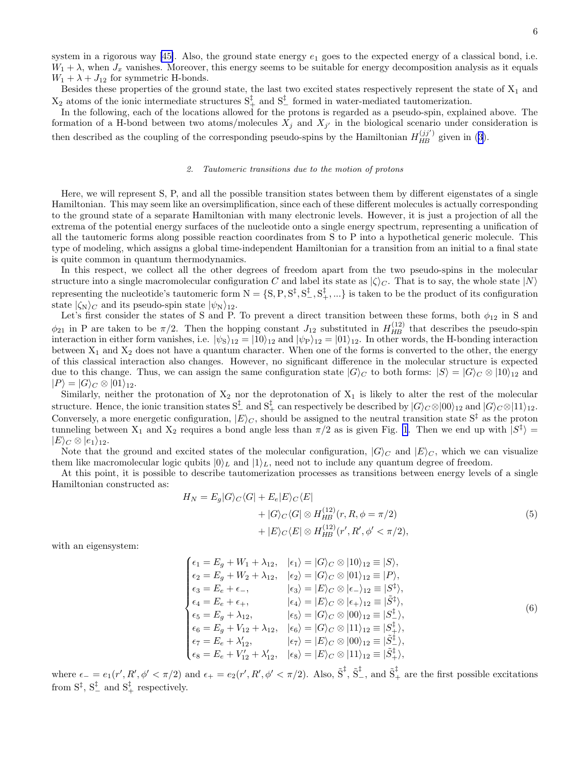system in a rigorous way [45]. Also, the ground state energy $e_1$ goes to the expected energy of a classical bond, i.e. $W_1 + \lambda$, when $J_x$ vanishes. Moreover, this energy seems to be suitable for energy decomposition analysis as it equals $W_1 + \lambda + J_{12}$ for symmetric H-bonds.

Besides these properties of the ground state, the last two excited states respectively represent the state of $X_1$ and $X_2$ atoms of the ionic intermediate structures $S^{\ddagger}_{+}$ and $S^{\ddagger}_{-}$ formed in water-mediated tautomerization.

In the following, each of the locations allowed for the protons is regarded as a pseudo-spin, explained above. The formation of a H-bond between two atoms/molecules $X_j$ and $X_{j'}$ in the biological scenario under consideration is then described as the coupling of the corresponding pseudo-spins by the Hamiltonian $H_{HB}^{(jj')}$ given in (3).

### 2. Tautomeric transitions due to the motion of protons

Here, we will represent S, P, and all the possible transition states between them by different eigenstates of a single Hamiltonian. This may seem like an oversimplification, since each of these different molecules is actually corresponding to the ground state of a separate Hamiltonian with many electronic levels. However, it is just a projection of all the extrema of the potential energy surfaces of the nucleotide onto a single energy spectrum, representing a unification of all the tautomeric forms along possible reaction coordinates from S to P into a hypothetical generic molecule. This type of modeling, which assigns a global time-independent Hamiltonian for a transition from an initial to a final state is quite common in quantum thermodynamics.

In this respect, we collect all the other degrees of freedom apart from the two pseudo-spins in the molecular structure into a single macromolecular configuration $C$ and label its state as $|\zeta\rangle_C$. That is to say, the whole state $|N\rangle$ representing the nucleotide's tautomeric form $\mathrm{N} = \{\mathrm{S}, \mathrm{P}, \mathrm{S}^{\ddagger}, \mathrm{S}^{\ddagger}_{-}, \mathrm{S}^{\ddagger}_{+}, ...\}$ is taken to be the product of its configuration state $|\zeta_{\mathrm{N}}\rangle_C$ and its pseudo-spin state $|\psi_{\mathrm{N}}\rangle_{12}$.

Let's first consider the states of S and P. To prevent a direct transition between these forms, both $\phi_{12}$ in S and $\phi_{21}$ in P are taken to be $\pi/2$. Then the hopping constant $J_{12}$ substituted in $H_{HB}^{(12)}$ that describes the pseudo-spin interaction in either form vanishes, i.e. $|\psi_{\mathrm{S}}\rangle_{12} = |10\rangle_{12}$ and $|\psi_{\mathrm{P}}\rangle_{12} = |01\rangle_{12}$. In other words, the H-bonding interaction between $X_1$ and $X_2$ does not have a quantum character. When one of the forms is converted to the other, the energy of this classical interaction also changes. However, no significant difference in the molecular structure is expected due to this change. Thus, we can assign the same configuration state $|G\rangle_C$ to both forms: $|S\rangle = |G\rangle_C \otimes |10\rangle_{12}$ and $|P\rangle = |G\rangle_C \otimes |01\rangle_{12}$.

Similarly, neither the protonation of $X_2$ nor the deprotonation of $X_1$ is likely to alter the rest of the molecular structure. Hence, the ionic transition states $S^{\ddagger}_{-}$ and $S^{\ddagger}_{+}$ can respectively be described by $|G\rangle_C \otimes |00\rangle_{12}$ and $|G\rangle_C \otimes |11\rangle_{12}$. Conversely, a more energetic configuration, $|E\rangle_C$, should be assigned to the neutral transition state $S^{\ddagger}$ as the proton tunneling between $X_1$ and $X_2$ requires a bond angle less than $\pi/2$ as is given Fig. 1. Then we end up with $|S^{\ddagger}\rangle = |E\rangle_C \otimes |e_1\rangle_{12}$.

Note that the ground and excited states of the molecular configuration, $|G\rangle_C$ and $|E\rangle_C$, which we can visualize them like macromolecular logic qubits $|0\rangle_L$ and $|1\rangle_L$, need not to include any quantum degree of freedom.

At this point, it is possible to describe tautomerization processes as transitions between energy levels of a single Hamiltonian constructed as:

$$
\begin{aligned}
H_N = E_g |G\rangle_C\langle G| &+ E_e |E\rangle_C\langle E| \\
&+ |G\rangle_C\langle G| \otimes H_{HB}^{(12)}(r, R, \phi = \pi/2) \\
&+ |E\rangle_C\langle E| \otimes H_{HB}^{(12)}(r', R', \phi' < \pi/2),
\end{aligned}
\tag{5}
$$

with an eigensystem:

$$
\begin{cases}
\epsilon_1 = E_g + W_1 + \lambda_{12}, & |\epsilon_1\rangle = |G\rangle_C \otimes |10\rangle_{12} \equiv |S\rangle, \\
\epsilon_2 = E_g + W_2 + \lambda_{12}, & |\epsilon_2\rangle = |G\rangle_C \otimes |01\rangle_{12} \equiv |P\rangle, \\
\epsilon_3 = E_e + \epsilon_-, & |\epsilon_3\rangle = |E\rangle_C \otimes |\epsilon_-\rangle_{12} \equiv |S^{\ddagger}\rangle, \\
\epsilon_4 = E_e + \epsilon_+, & |\epsilon_4\rangle = |E\rangle_C \otimes |\epsilon_+\rangle_{12} \equiv |\tilde{S}^{\ddagger}\rangle, \\
\epsilon_5 = E_g + \lambda_{12}, & |\epsilon_5\rangle = |G\rangle_C \otimes |00\rangle_{12} \equiv |S^{\ddagger}_{-}\rangle, \\
\epsilon_6 = E_g + V_{12} + \lambda_{12}, & |\epsilon_6\rangle = |G\rangle_C \otimes |11\rangle_{12} \equiv |S^{\ddagger}_{+}\rangle, \\
\epsilon_7 = E_e + \lambda'_{12}, & |\epsilon_7\rangle = |E\rangle_C \otimes |00\rangle_{12} \equiv |\tilde{S}^{\ddagger}_{-}\rangle, \\
\epsilon_8 = E_e + V'_{12} + \lambda'_{12}, & |\epsilon_8\rangle = |E\rangle_C \otimes |11\rangle_{12} \equiv |\tilde{S}^{\ddagger}_{+}\rangle,
\end{cases}
\tag{6}
$$

where $\epsilon_- = e_1(r', R', \phi' < \pi/2)$ and $\epsilon_+ = e_2(r', R', \phi' < \pi/2)$. Also, $\tilde{\mathrm{S}}^{\ddagger}$, $\tilde{\mathrm{S}}^{\ddagger}_{-}$, and $\tilde{\mathrm{S}}^{\ddagger}_{+}$ are the first possible excitations from $\mathrm{S}^{\ddagger}$, $\mathrm{S}^{\ddagger}_{-}$ and $\mathrm{S}^{\ddagger}_{+}$ respectively.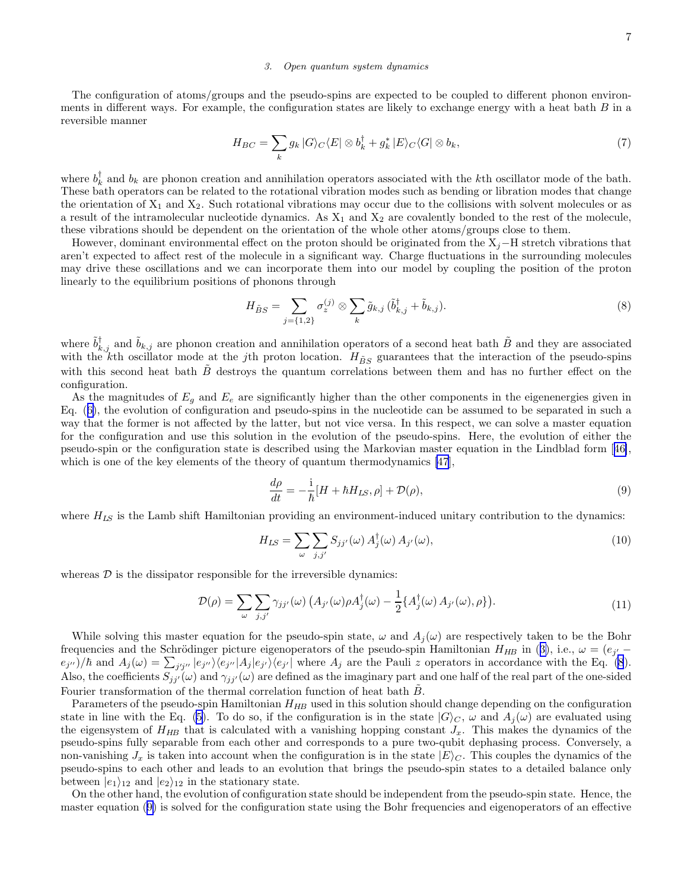### 3. Open quantum system dynamics

The configuration of atoms/groups and the pseudo-spins are expected to be coupled to different phonon environments in different ways. For example, the configuration states are likely to exchange energy with a heat bath $B$ in a reversible manner

$$H_{BC} = \sum_k g_k \, |G\rangle_C\langle E| \otimes b_k^\dagger + g_k^* \, |E\rangle_C\langle G| \otimes b_k, \tag{7}$$

where $b_k^\dagger$ and $b_k$ are phonon creation and annihilation operators associated with the $k$th oscillator mode of the bath. These bath operators can be related to the rotational vibration modes such as bending or libration modes that change the orientation of $X_1$ and $X_2$. Such rotational vibrations may occur due to the collisions with solvent molecules or as a result of the intramolecular nucleotide dynamics. As $X_1$ and $X_2$ are covalently bonded to the rest of the molecule, these vibrations should be dependent on the orientation of the whole other atoms/groups close to them.

However, dominant environmental effect on the proton should be originated from the $X_j$−H stretch vibrations that aren't expected to affect rest of the molecule in a significant way. Charge fluctuations in the surrounding molecules may drive these oscillations and we can incorporate them into our model by coupling the position of the proton linearly to the equilibrium positions of phonons through

$$H_{\tilde{B}S} = \sum_{j=\{1,2\}} \sigma_z^{(j)} \otimes \sum_k \tilde{g}_{k,j} \, (\tilde{b}_{k,j}^\dagger + \tilde{b}_{k,j}). \tag{8}$$

where $\tilde{b}_{k,j}^\dagger$ and $\tilde{b}_{k,j}$ are phonon creation and annihilation operators of a second heat bath $\tilde{B}$ and they are associated with the $k$th oscillator mode at the $j$th proton location. $H_{\tilde{B}S}$ guarantees that the interaction of the pseudo-spins with this second heat bath $\tilde{B}$ destroys the quantum correlations between them and has no further effect on the configuration.

As the magnitudes of $E_g$ and $E_e$ are significantly higher than the other components in the eigenenergies given in Eq. (5), the evolution of configuration and pseudo-spins in the nucleotide can be assumed to be separated in such a way that the former is not affected by the latter, but not vice versa. In this respect, we can solve a master equation for the configuration and use this solution in the evolution of the pseudo-spins. Here, the evolution of either the pseudo-spin or the configuration state is described using the Markovian master equation in the Lindblad form [46], which is one of the key elements of the theory of quantum thermodynamics [47],

$$\frac{d\rho}{dt} = -\frac{\mathrm{i}}{\hbar}[H + \hbar H_{LS}, \rho] + \mathcal{D}(\rho), \tag{9}$$

where $H_{LS}$ is the Lamb shift Hamiltonian providing an environment-induced unitary contribution to the dynamics:

$$H_{LS} = \sum_\omega \sum_{j,j'} S_{jj'}(\omega) \, A_j^\dagger(\omega) \, A_{j'}(\omega), \tag{10}$$

whereas $\mathcal{D}$ is the dissipator responsible for the irreversible dynamics:

$$\mathcal{D}(\rho) = \sum_\omega \sum_{j,j'} \gamma_{jj'}(\omega) \left( A_{j'}(\omega) \rho A_j^\dagger(\omega) - \frac{1}{2}\{A_j^\dagger(\omega) \, A_{j'}(\omega), \rho\} \right). \tag{11}$$

While solving this master equation for the pseudo-spin state, $\omega$ and $A_j(\omega)$ are respectively taken to be the Bohr frequencies and the Schrödinger picture eigenoperators of the pseudo-spin Hamiltonian $H_{HB}$ in (3), i.e., $\omega = (e_{j'} - e_{j''})/\hbar$ and $A_j(\omega) = \sum_{j'j''} |e_{j''}\rangle\langle e_{j''}|A_j|e_{j'}\rangle\langle e_{j'}|$ where $A_j$ are the Pauli $z$ operators in accordance with the Eq. (8). Also, the coefficients $S_{jj'}(\omega)$ and $\gamma_{jj'}(\omega)$ are defined as the imaginary part and one half of the real part of the one-sided Fourier transformation of the thermal correlation function of heat bath $\tilde{B}$.

Parameters of the pseudo-spin Hamiltonian $H_{HB}$ used in this solution should change depending on the configuration state in line with the Eq. (5). To do so, if the configuration is in the state $|G\rangle_C$, $\omega$ and $A_j(\omega)$ are evaluated using the eigensystem of $H_{HB}$ that is calculated with a vanishing hopping constant $J_x$. This makes the dynamics of the pseudo-spins fully separable from each other and corresponds to a pure two-qubit dephasing process. Conversely, a non-vanishing $J_x$ is taken into account when the configuration is in the state $|E\rangle_C$. This couples the dynamics of the pseudo-spins to each other and leads to an evolution that brings the pseudo-spin states to a detailed balance only between $|e_1\rangle_{12}$ and $|e_2\rangle_{12}$ in the stationary state.

On the other hand, the evolution of configuration state should be independent from the pseudo-spin state. Hence, the master equation (9) is solved for the configuration state using the Bohr frequencies and eigenoperators of an effective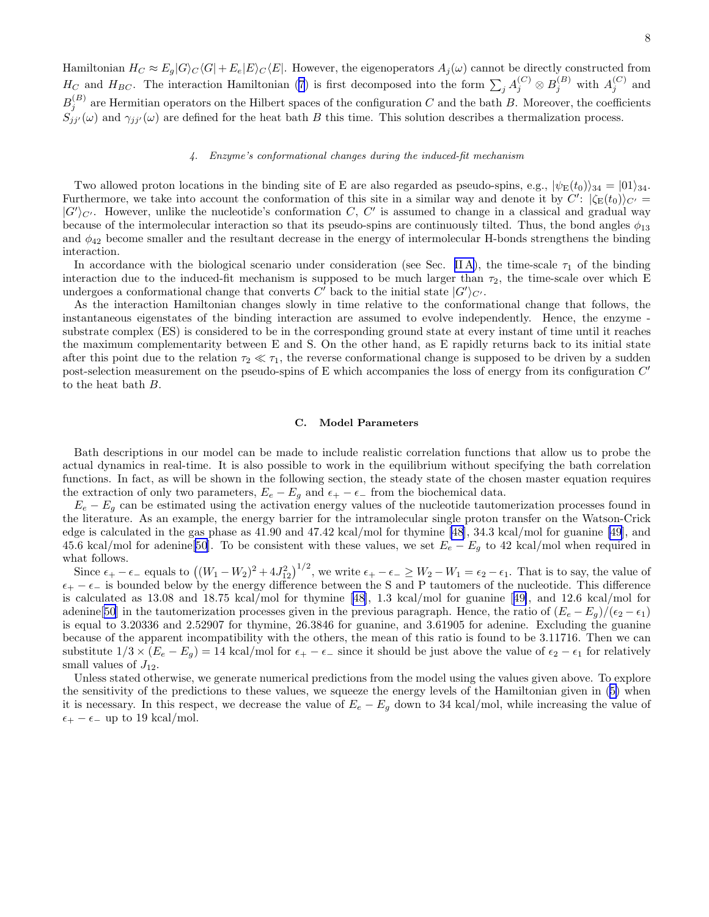Hamiltonian $H_C \approx E_g|G\rangle_C\langle G| + E_e|E\rangle_C\langle E|$. However, the eigenoperators $A_j(\omega)$ cannot be directly constructed from $H_C$ and $H_{BC}$. The interaction Hamiltonian (7) is first decomposed into the form $\sum_j A_j^{(C)} \otimes B_j^{(B)}$ with $A_j^{(C)}$ and $B_j^{(B)}$ are Hermitian operators on the Hilbert spaces of the configuration $C$ and the bath $B$. Moreover, the coefficients $S_{jj'}(\omega)$ and $\gamma_{jj'}(\omega)$ are defined for the heat bath $B$ this time. This solution describes a thermalization process.

#### 4. Enzyme's conformational changes during the induced-fit mechanism

Two allowed proton locations in the binding site of E are also regarded as pseudo-spins, e.g., $|\psi_{\rm E}(t_0)\rangle_{34} = |01\rangle_{34}$. Furthermore, we take into account the conformation of this site in a similar way and denote it by $C'$: $|\zeta_{\rm E}(t_0)\rangle_{C'} = |G'\rangle_{C'}$. However, unlike the nucleotide's conformation $C$, $C'$ is assumed to change in a classical and gradual way because of the intermolecular interaction so that its pseudo-spins are continuously tilted. Thus, the bond angles $\phi_{13}$ and $\phi_{42}$ become smaller and the resultant decrease in the energy of intermolecular H-bonds strengthens the binding interaction.

In accordance with the biological scenario under consideration (see Sec. [II A]), the time-scale $\tau_1$ of the binding interaction due to the induced-fit mechanism is supposed to be much larger than $\tau_2$, the time-scale over which E undergoes a conformational change that converts $C'$ back to the initial state $|G'\rangle_{C'}$.

As the interaction Hamiltonian changes slowly in time relative to the conformational change that follows, the instantaneous eigenstates of the binding interaction are assumed to evolve independently. Hence, the enzyme - substrate complex (ES) is considered to be in the corresponding ground state at every instant of time until it reaches the maximum complementarity between E and S. On the other hand, as E rapidly returns back to its initial state after this point due to the relation $\tau_2 \ll \tau_1$, the reverse conformational change is supposed to be driven by a sudden post-selection measurement on the pseudo-spins of E which accompanies the loss of energy from its configuration $C'$ to the heat bath $B$.

### C. Model Parameters

Bath descriptions in our model can be made to include realistic correlation functions that allow us to probe the actual dynamics in real-time. It is also possible to work in the equilibrium without specifying the bath correlation functions. In fact, as will be shown in the following section, the steady state of the chosen master equation requires the extraction of only two parameters, $E_e - E_g$ and $\epsilon_+ - \epsilon_-$ from the biochemical data.

$E_e - E_g$ can be estimated using the activation energy values of the nucleotide tautomerization processes found in the literature. As an example, the energy barrier for the intramolecular single proton transfer on the Watson-Crick edge is calculated in the gas phase as 41.90 and 47.42 kcal/mol for thymine [48], 34.3 kcal/mol for guanine [49], and 45.6 kcal/mol for adenine[50]. To be consistent with these values, we set $E_e - E_g$ to 42 kcal/mol when required in what follows.

Since $\epsilon_+ - \epsilon_-$ equals to $\left((W_1 - W_2)^2 + 4J_{12}^2\right)^{1/2}$, we write $\epsilon_+ - \epsilon_- \geq W_2 - W_1 = \epsilon_2 - \epsilon_1$. That is to say, the value of $\epsilon_+ - \epsilon_-$ is bounded below by the energy difference between the S and P tautomers of the nucleotide. This difference is calculated as 13.08 and 18.75 kcal/mol for thymine [48], 1.3 kcal/mol for guanine [49], and 12.6 kcal/mol for adenine[50] in the tautomerization processes given in the previous paragraph. Hence, the ratio of $(E_e - E_g)/(\epsilon_2 - \epsilon_1)$ is equal to 3.20336 and 2.52907 for thymine, 26.3846 for guanine, and 3.61905 for adenine. Excluding the guanine because of the apparent incompatibility with the others, the mean of this ratio is found to be 3.11716. Then we can substitute $1/3 \times (E_e - E_g) = 14$ kcal/mol for $\epsilon_+ - \epsilon_-$ since it should be just above the value of $\epsilon_2 - \epsilon_1$ for relatively small values of $J_{12}$.

Unless stated otherwise, we generate numerical predictions from the model using the values given above. To explore the sensitivity of the predictions to these values, we squeeze the energy levels of the Hamiltonian given in (5) when it is necessary. In this respect, we decrease the value of $E_e - E_g$ down to 34 kcal/mol, while increasing the value of $\epsilon_+ - \epsilon_-$ up to 19 kcal/mol.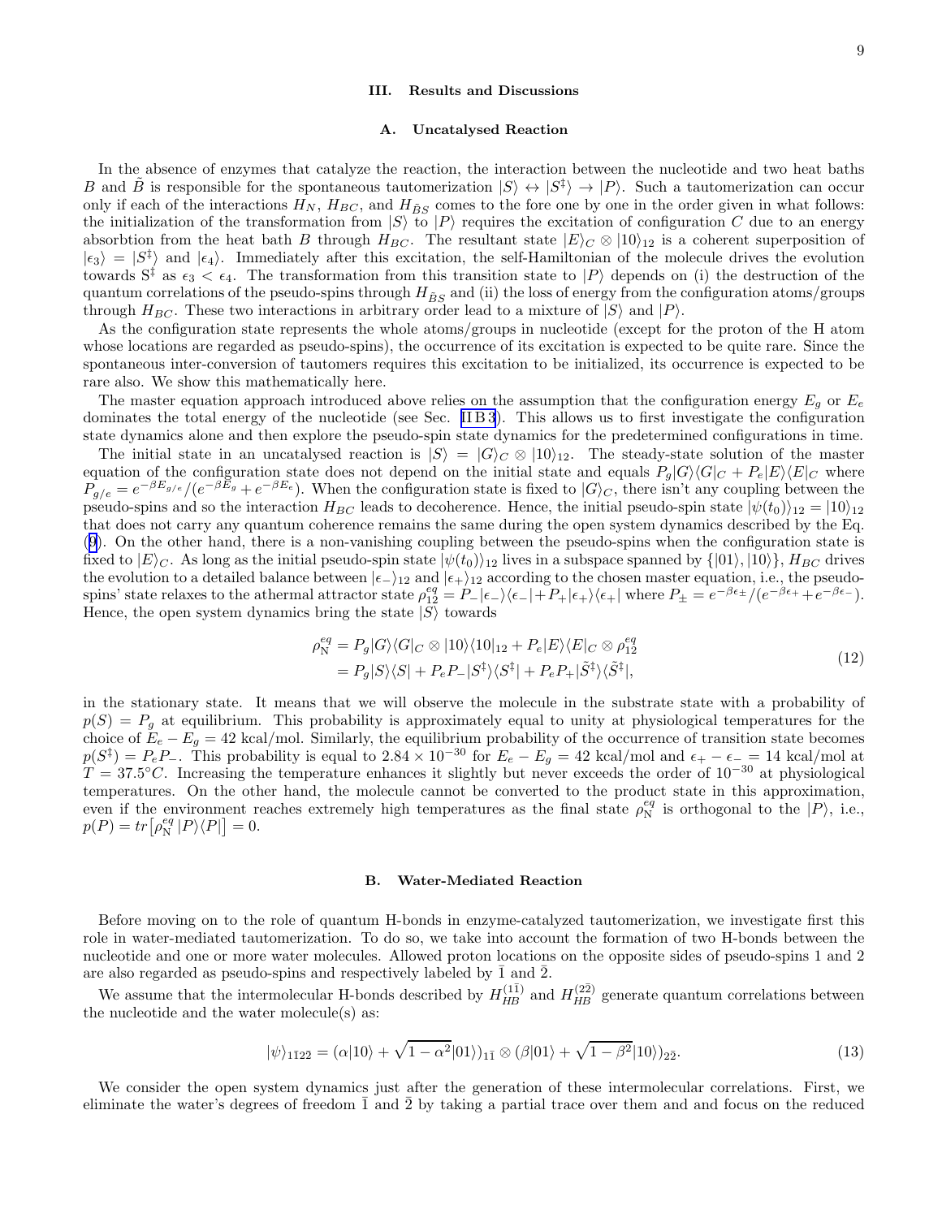## III. Results and Discussions

### A. Uncatalysed Reaction

In the absence of enzymes that catalyze the reaction, the interaction between the nucleotide and two heat baths $B$ and $\tilde{B}$ is responsible for the spontaneous tautomerization $|S\rangle \leftrightarrow |S^{\ddagger}\rangle \rightarrow |P\rangle$. Such a tautomerization can occur only if each of the interactions $H_N$, $H_{BC}$, and $H_{\tilde{B}S}$ comes to the fore one by one in the order given in what follows: the initialization of the transformation from $|S\rangle$ to $|P\rangle$ requires the excitation of configuration $C$ due to an energy absorbtion from the heat bath $B$ through $H_{BC}$. The resultant state $|E\rangle_C \otimes |10\rangle_{12}$ is a coherent superposition of $|\epsilon_3\rangle = |S^{\ddagger}\rangle$ and $|\epsilon_4\rangle$. Immediately after this excitation, the self-Hamiltonian of the molecule drives the evolution towards $S^{\ddagger}$ as $\epsilon_3 < \epsilon_4$. The transformation from this transition state to $|P\rangle$ depends on (i) the destruction of the quantum correlations of the pseudo-spins through $H_{\tilde{B}S}$ and (ii) the loss of energy from the configuration atoms/groups through $H_{BC}$. These two interactions in arbitrary order lead to a mixture of $|S\rangle$ and $|P\rangle$.

As the configuration state represents the whole atoms/groups in nucleotide (except for the proton of the H atom whose locations are regarded as pseudo-spins), the occurrence of its excitation is expected to be quite rare. Since the spontaneous inter-conversion of tautomers requires this excitation to be initialized, its occurrence is expected to be rare also. We show this mathematically here.

The master equation approach introduced above relies on the assumption that the configuration energy $E_g$ or $E_e$ dominates the total energy of the nucleotide (see Sec. II B 3). This allows us to first investigate the configuration state dynamics alone and then explore the pseudo-spin state dynamics for the predetermined configurations in time.

The initial state in an uncatalysed reaction is $|S\rangle = |G\rangle_C \otimes |10\rangle_{12}$. The steady-state solution of the master equation of the configuration state does not depend on the initial state and equals $P_g|G\rangle\langle G|_C + P_e|E\rangle\langle E|_C$ where $P_{g/e} = e^{-\beta E_{g/e}}/(e^{-\beta E_g} + e^{-\beta E_e})$. When the configuration state is fixed to $|G\rangle_C$, there isn't any coupling between the pseudo-spins and so the interaction $H_{BC}$ leads to decoherence. Hence, the initial pseudo-spin state $|\psi(t_0)\rangle_{12} = |10\rangle_{12}$ that does not carry any quantum coherence remains the same during the open system dynamics described by the Eq. (9). On the other hand, there is a non-vanishing coupling between the pseudo-spins when the configuration state is fixed to $|E\rangle_C$. As long as the initial pseudo-spin state $|\psi(t_0)\rangle_{12}$ lives in a subspace spanned by $\{|01\rangle, |10\rangle\}$, $H_{BC}$ drives the evolution to a detailed balance between $|\epsilon_-\rangle_{12}$ and $|\epsilon_+\rangle_{12}$ according to the chosen master equation, i.e., the pseudo-spins' state relaxes to the athermal attractor state $\rho_{12}^{eq} = P_-|\epsilon_-\rangle\langle\epsilon_-| + P_+|\epsilon_+\rangle\langle\epsilon_+|$ where $P_{\pm} = e^{-\beta\epsilon_{\pm}}/(e^{-\beta\epsilon_+} + e^{-\beta\epsilon_-})$. Hence, the open system dynamics bring the state $|S\rangle$ towards

$$
\begin{aligned}
\rho_{\mathrm{N}}^{eq} &= P_g|G\rangle\langle G|_C \otimes |10\rangle\langle 10|_{12} + P_e|E\rangle\langle E|_C \otimes \rho_{12}^{eq} \\
&= P_g|S\rangle\langle S| + P_e P_-|S^{\ddagger}\rangle\langle S^{\ddagger}| + P_e P_+|\tilde{S}^{\ddagger}\rangle\langle\tilde{S}^{\ddagger}|,
\end{aligned}
\tag{12}
$$

in the stationary state. It means that we will observe the molecule in the substrate state with a probability of $p(S) = P_g$ at equilibrium. This probability is approximately equal to unity at physiological temperatures for the choice of $E_e - E_g = 42$ kcal/mol. Similarly, the equilibrium probability of the occurrence of transition state becomes $p(S^{\ddagger}) = P_e P_-$. This probability is equal to $2.84 \times 10^{-30}$ for $E_e - E_g = 42$ kcal/mol and $\epsilon_+ - \epsilon_- = 14$ kcal/mol at $T = 37.5°C$. Increasing the temperature enhances it slightly but never exceeds the order of $10^{-30}$ at physiological temperatures. On the other hand, the molecule cannot be converted to the product state in this approximation, even if the environment reaches extremely high temperatures as the final state $\rho_{\mathrm{N}}^{eq}$ is orthogonal to the $|P\rangle$, i.e., $p(P) = tr\left[\rho_{\mathrm{N}}^{eq}\,|P\rangle\langle P|\right] = 0$.

### B. Water-Mediated Reaction

Before moving on to the role of quantum H-bonds in enzyme-catalyzed tautomerization, we investigate first this role in water-mediated tautomerization. To do so, we take into account the formation of two H-bonds between the nucleotide and one or more water molecules. Allowed proton locations on the opposite sides of pseudo-spins 1 and 2 are also regarded as pseudo-spins and respectively labeled by $\bar{1}$ and $\bar{2}$.

We assume that the intermolecular H-bonds described by $H_{HB}^{(1\bar{1})}$ and $H_{HB}^{(2\bar{2})}$ generate quantum correlations between the nucleotide and the water molecule(s) as:

$$
|\psi\rangle_{1\bar{1}2\bar{2}} = (\alpha|10\rangle + \sqrt{1-\alpha^2}|01\rangle)_{1\bar{1}} \otimes (\beta|01\rangle + \sqrt{1-\beta^2}|10\rangle)_{2\bar{2}}. \tag{13}
$$

We consider the open system dynamics just after the generation of these intermolecular correlations. First, we eliminate the water's degrees of freedom $\bar{1}$ and $\bar{2}$ by taking a partial trace over them and and focus on the reduced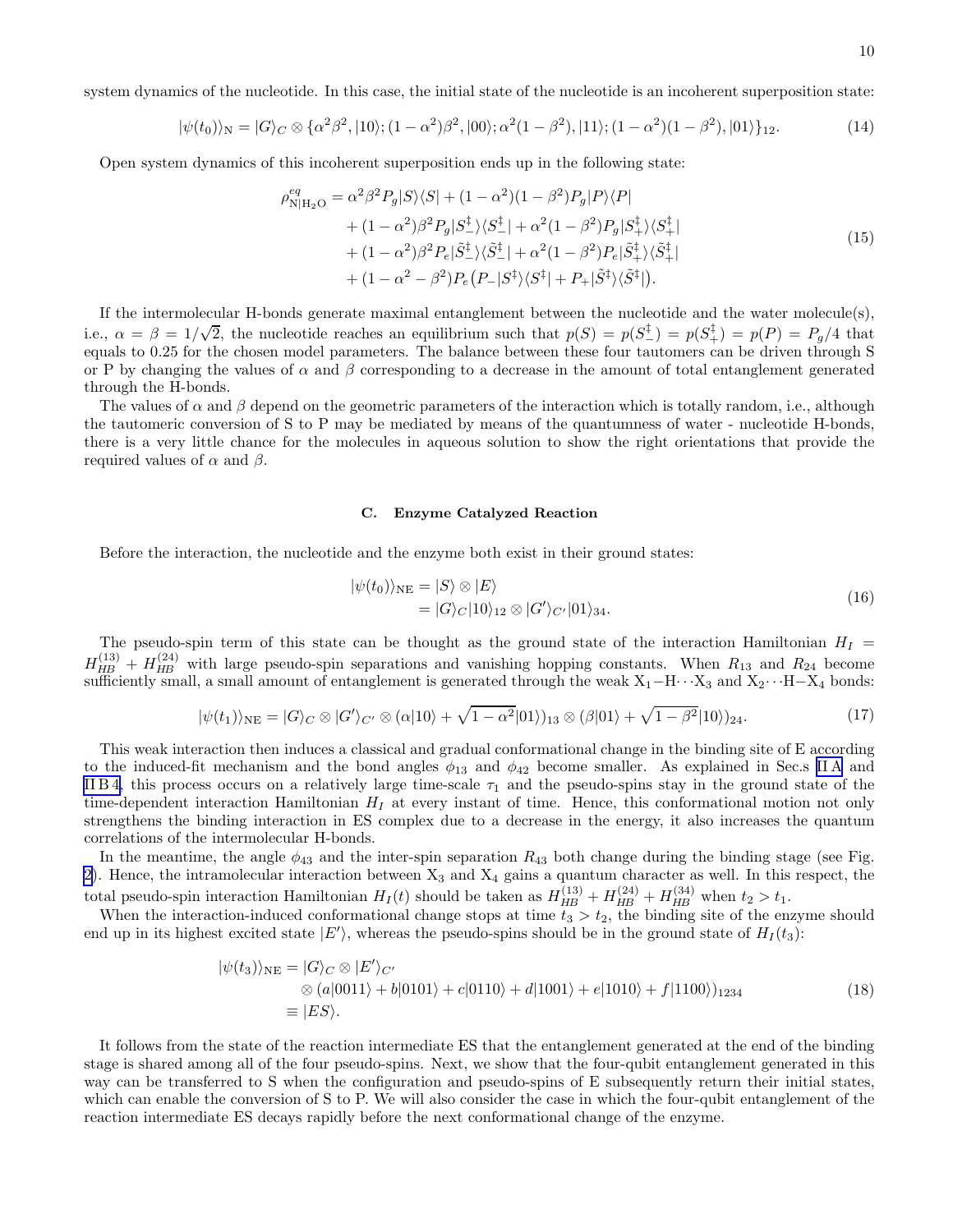system dynamics of the nucleotide. In this case, the initial state of the nucleotide is an incoherent superposition state:

$$|\psi(t_0)\rangle_{\mathrm{N}} = |G\rangle_C \otimes \{\alpha^2\beta^2, |10\rangle; (1-\alpha^2)\beta^2, |00\rangle; \alpha^2(1-\beta^2), |11\rangle; (1-\alpha^2)(1-\beta^2), |01\rangle\}_{12}. \tag{14}$$

Open system dynamics of this incoherent superposition ends up in the following state:

$$\begin{aligned}\rho^{eq}_{\mathrm{N}|\mathrm{H_2O}} = &\alpha^2\beta^2 P_g |S\rangle\langle S| + (1-\alpha^2)(1-\beta^2) P_g |P\rangle\langle P| \\ &+ (1-\alpha^2)\beta^2 P_g |S^\ddagger_-\rangle\langle S^\ddagger_-| + \alpha^2(1-\beta^2) P_g |S^\ddagger_+\rangle\langle S^\ddagger_+| \\ &+ (1-\alpha^2)\beta^2 P_e |\tilde{S}^\ddagger_-\rangle\langle \tilde{S}^\ddagger_-| + \alpha^2(1-\beta^2) P_e |\tilde{S}^\ddagger_+\rangle\langle \tilde{S}^\ddagger_+| \\ &+ (1-\alpha^2-\beta^2) P_e \big(P_- |S^\ddagger\rangle\langle S^\ddagger| + P_+ |\tilde{S}^\ddagger\rangle\langle \tilde{S}^\ddagger|\big).\end{aligned} \tag{15}$$

If the intermolecular H-bonds generate maximal entanglement between the nucleotide and the water molecule(s), i.e., $\alpha = \beta = 1/\sqrt{2}$, the nucleotide reaches an equilibrium such that $p(S) = p(S^\ddagger_-) = p(S^\ddagger_+) = p(P) = P_g/4$ that equals to 0.25 for the chosen model parameters. The balance between these four tautomers can be driven through S or P by changing the values of $\alpha$ and $\beta$ corresponding to a decrease in the amount of total entanglement generated through the H-bonds.

The values of $\alpha$ and $\beta$ depend on the geometric parameters of the interaction which is totally random, i.e., although the tautomeric conversion of S to P may be mediated by means of the quantumness of water - nucleotide H-bonds, there is a very little chance for the molecules in aqueous solution to show the right orientations that provide the required values of $\alpha$ and $\beta$.

### C. Enzyme Catalyzed Reaction

Before the interaction, the nucleotide and the enzyme both exist in their ground states:

$$\begin{aligned}|\psi(t_0)\rangle_{\mathrm{NE}} &= |S\rangle \otimes |E\rangle \\ &= |G\rangle_C |10\rangle_{12} \otimes |G'\rangle_{C'} |01\rangle_{34}.\end{aligned} \tag{16}$$

The pseudo-spin term of this state can be thought as the ground state of the interaction Hamiltonian $H_I = H^{(13)}_{HB} + H^{(24)}_{HB}$ with large pseudo-spin separations and vanishing hopping constants. When $R_{13}$ and $R_{24}$ become sufficiently small, a small amount of entanglement is generated through the weak $X_1{-}H{\cdots}X_3$ and $X_2{\cdots}H{-}X_4$ bonds:

$$|\psi(t_1)\rangle_{\mathrm{NE}} = |G\rangle_C \otimes |G'\rangle_{C'} \otimes (\alpha|10\rangle + \sqrt{1-\alpha^2}|01\rangle)_{13} \otimes (\beta|01\rangle + \sqrt{1-\beta^2}|10\rangle)_{24}. \tag{17}$$

This weak interaction then induces a classical and gradual conformational change in the binding site of E according to the induced-fit mechanism and the bond angles $\phi_{13}$ and $\phi_{42}$ become smaller. As explained in Sec.s II A and II B 4, this process occurs on a relatively large time-scale $\tau_1$ and the pseudo-spins stay in the ground state of the time-dependent interaction Hamiltonian $H_I$ at every instant of time. Hence, this conformational motion not only strengthens the binding interaction in ES complex due to a decrease in the energy, it also increases the quantum correlations of the intermolecular H-bonds.

In the meantime, the angle $\phi_{43}$ and the inter-spin separation $R_{43}$ both change during the binding stage (see Fig. 2). Hence, the intramolecular interaction between $X_3$ and $X_4$ gains a quantum character as well. In this respect, the total pseudo-spin interaction Hamiltonian $H_I(t)$ should be taken as $H^{(13)}_{HB} + H^{(24)}_{HB} + H^{(34)}_{HB}$ when $t_2 > t_1$.

When the interaction-induced conformational change stops at time $t_3 > t_2$, the binding site of the enzyme should end up in its highest excited state $|E'\rangle$, whereas the pseudo-spins should be in the ground state of $H_I(t_3)$:

$$\begin{aligned}|\psi(t_3)\rangle_{\mathrm{NE}} &= |G\rangle_C \otimes |E'\rangle_{C'} \\ &\otimes (a|0011\rangle + b|0101\rangle + c|0110\rangle + d|1001\rangle + e|1010\rangle + f|1100\rangle)_{1234} \\ &\equiv |ES\rangle.\end{aligned} \tag{18}$$

It follows from the state of the reaction intermediate ES that the entanglement generated at the end of the binding stage is shared among all of the four pseudo-spins. Next, we show that the four-qubit entanglement generated in this way can be transferred to S when the configuration and pseudo-spins of E subsequently return their initial states, which can enable the conversion of S to P. We will also consider the case in which the four-qubit entanglement of the reaction intermediate ES decays rapidly before the next conformational change of the enzyme.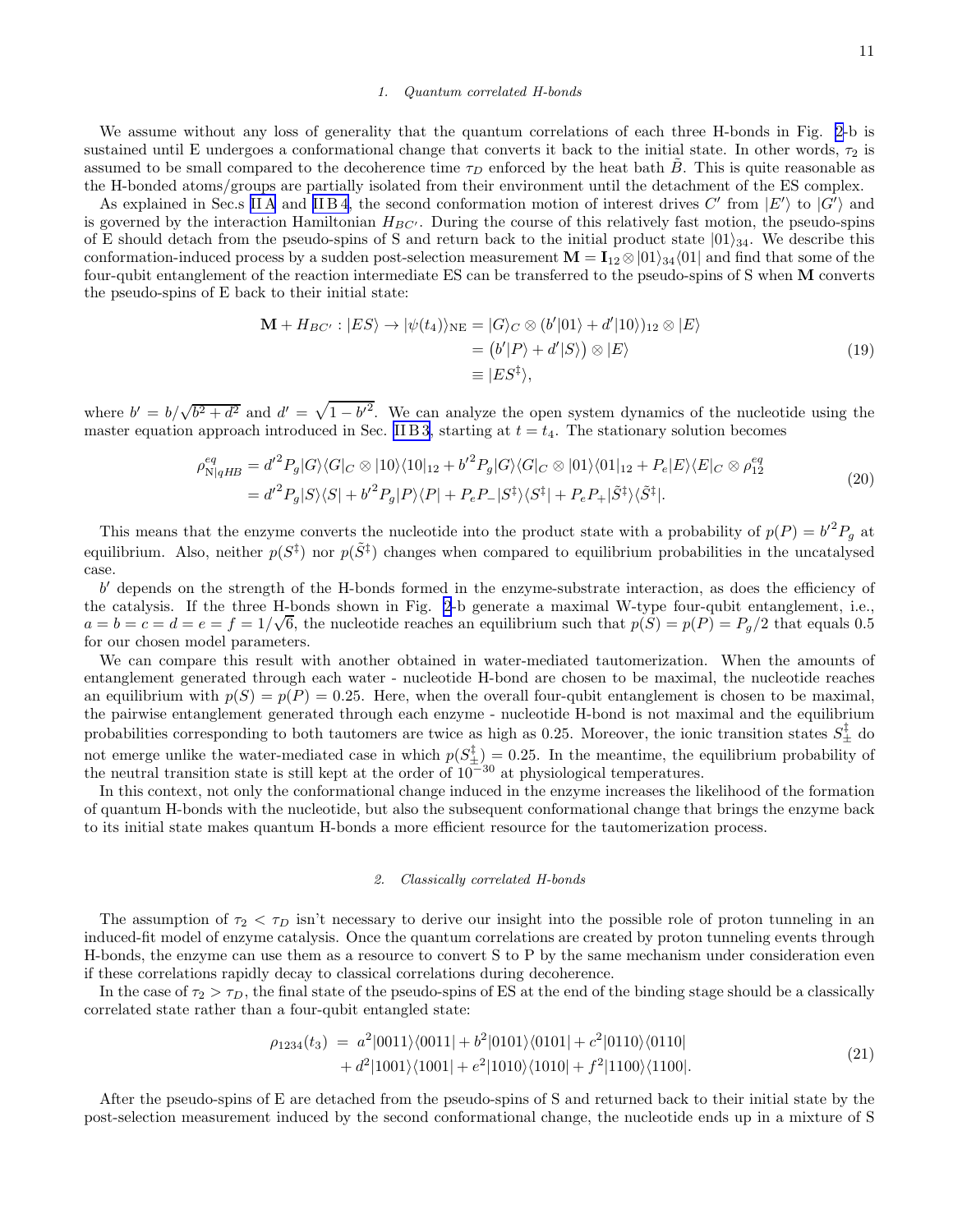#### 1. Quantum correlated H-bonds

We assume without any loss of generality that the quantum correlations of each three H-bonds in Fig. 2-b is sustained until E undergoes a conformational change that converts it back to the initial state. In other words, $\tau_2$ is assumed to be small compared to the decoherence time $\tau_D$ enforced by the heat bath $\tilde{B}$. This is quite reasonable as the H-bonded atoms/groups are partially isolated from their environment until the detachment of the ES complex.

As explained in Sec.s II A and II B 4, the second conformation motion of interest drives $C'$ from $|E'\rangle$ to $|G'\rangle$ and is governed by the interaction Hamiltonian $H_{BC'}$. During the course of this relatively fast motion, the pseudo-spins of E should detach from the pseudo-spins of S and return back to the initial product state $|01\rangle_{34}$. We describe this conformation-induced process by a sudden post-selection measurement $\mathbf{M} = \mathbf{I}_{12} \otimes |01\rangle_{34}\langle 01|$ and find that some of the four-qubit entanglement of the reaction intermediate ES can be transferred to the pseudo-spins of S when $\mathbf{M}$ converts the pseudo-spins of E back to their initial state:

$$
\begin{aligned}
\mathbf{M} + H_{BC'} : |ES\rangle \rightarrow |\psi(t_4)\rangle_{\mathrm{NE}} &= |G\rangle_C \otimes (b'|01\rangle + d'|10\rangle)_{12} \otimes |E\rangle \\
&= \big(b'|P\rangle + d'|S\rangle\big) \otimes |E\rangle \\
&\equiv |ES^{\ddagger}\rangle,
\end{aligned}
\tag{19}
$$

where $b' = b/\sqrt{b^2+d^2}$ and $d' = \sqrt{1-b'^2}$. We can analyze the open system dynamics of the nucleotide using the master equation approach introduced in Sec. II B 3, starting at $t = t_4$. The stationary solution becomes

$$
\begin{aligned}
\rho^{eq}_{\mathrm{N}|qHB} &= {d'}^2 P_g |G\rangle\langle G|_C \otimes |10\rangle\langle 10|_{12} + {b'}^2 P_g |G\rangle\langle G|_C \otimes |01\rangle\langle 01|_{12} + P_e |E\rangle\langle E|_C \otimes \rho^{eq}_{12} \\
&= {d'}^2 P_g |S\rangle\langle S| + {b'}^2 P_g |P\rangle\langle P| + P_e P_- |S^{\ddagger}\rangle\langle S^{\ddagger}| + P_e P_+ |\tilde{S}^{\ddagger}\rangle\langle \tilde{S}^{\ddagger}|.
\end{aligned}
\tag{20}
$$

This means that the enzyme converts the nucleotide into the product state with a probability of $p(P) = {b'}^2 P_g$ at equilibrium. Also, neither $p(S^{\ddagger})$ nor $p(\tilde{S}^{\ddagger})$ changes when compared to equilibrium probabilities in the uncatalysed case.

$b'$ depends on the strength of the H-bonds formed in the enzyme-substrate interaction, as does the efficiency of the catalysis. If the three H-bonds shown in Fig. 2-b generate a maximal W-type four-qubit entanglement, i.e., $a = b = c = d = e = f = 1/\sqrt{6}$, the nucleotide reaches an equilibrium such that $p(S) = p(P) = P_g/2$ that equals 0.5 for our chosen model parameters.

We can compare this result with another obtained in water-mediated tautomerization. When the amounts of entanglement generated through each water - nucleotide H-bond are chosen to be maximal, the nucleotide reaches an equilibrium with $p(S) = p(P) = 0.25$. Here, when the overall four-qubit entanglement is chosen to be maximal, the pairwise entanglement generated through each enzyme - nucleotide H-bond is not maximal and the equilibrium probabilities corresponding to both tautomers are twice as high as 0.25. Moreover, the ionic transition states $S^{\ddagger}_{\pm}$ do not emerge unlike the water-mediated case in which $p(S^{\ddagger}_{\pm}) = 0.25$. In the meantime, the equilibrium probability of the neutral transition state is still kept at the order of $10^{-30}$ at physiological temperatures.

In this context, not only the conformational change induced in the enzyme increases the likelihood of the formation of quantum H-bonds with the nucleotide, but also the subsequent conformational change that brings the enzyme back to its initial state makes quantum H-bonds a more efficient resource for the tautomerization process.

#### 2. Classically correlated H-bonds

The assumption of $\tau_2 < \tau_D$ isn't necessary to derive our insight into the possible role of proton tunneling in an induced-fit model of enzyme catalysis. Once the quantum correlations are created by proton tunneling events through H-bonds, the enzyme can use them as a resource to convert S to P by the same mechanism under consideration even if these correlations rapidly decay to classical correlations during decoherence.

In the case of $\tau_2 > \tau_D$, the final state of the pseudo-spins of ES at the end of the binding stage should be a classically correlated state rather than a four-qubit entangled state:

$$
\begin{aligned}
\rho_{1234}(t_3) \;=\; & a^2|0011\rangle\langle 0011| + b^2|0101\rangle\langle 0101| + c^2|0110\rangle\langle 0110| \\
& + d^2|1001\rangle\langle 1001| + e^2|1010\rangle\langle 1010| + f^2|1100\rangle\langle 1100|.
\end{aligned}
\tag{21}
$$

After the pseudo-spins of E are detached from the pseudo-spins of S and returned back to their initial state by the post-selection measurement induced by the second conformational change, the nucleotide ends up in a mixture of S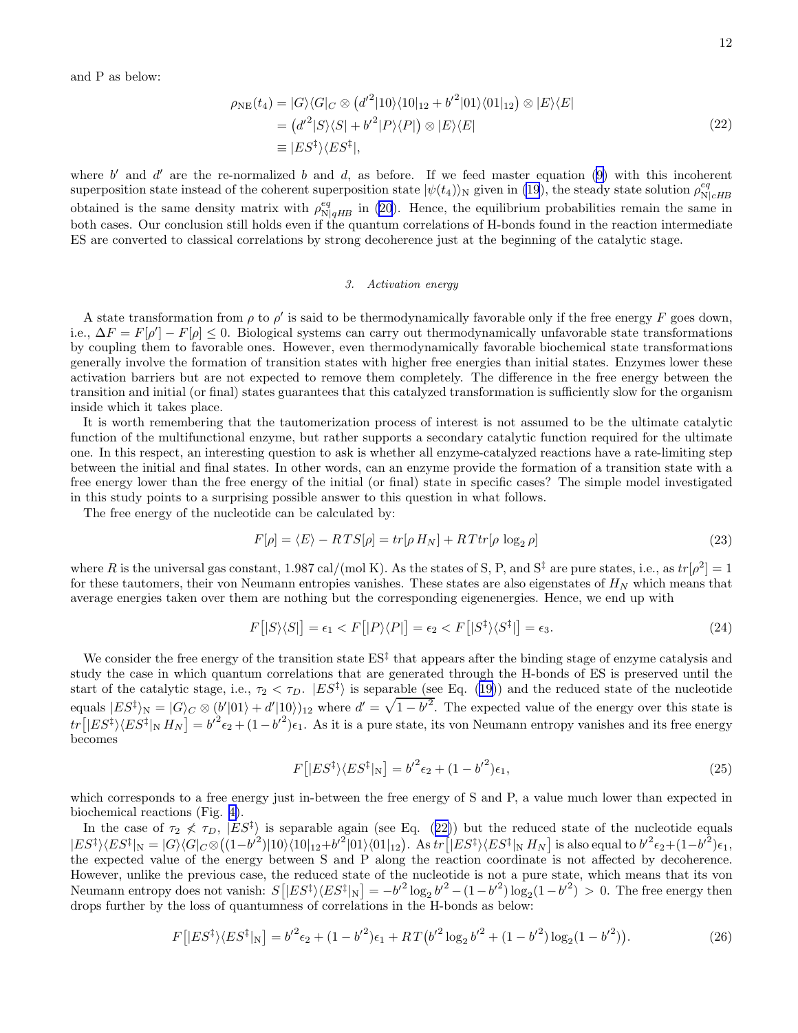and P as below:

$$
\begin{aligned}
\rho_{\mathrm{NE}}(t_4) &= |G\rangle\langle G|_C \otimes \left(d'^2|10\rangle\langle 10|_{12} + b'^2|01\rangle\langle 01|_{12}\right) \otimes |E\rangle\langle E| \\
&= \left(d'^2|S\rangle\langle S| + b'^2|P\rangle\langle P|\right) \otimes |E\rangle\langle E| \\
&\equiv |ES^{\ddagger}\rangle\langle ES^{\ddagger}|,
\end{aligned}
\tag{22}
$$

where $b'$ and $d'$ are the re-normalized $b$ and $d$, as before. If we feed master equation (9) with this incoherent superposition state instead of the coherent superposition state $|\psi(t_4)\rangle_{\mathrm{N}}$ given in (19), the steady state solution $\rho^{eq}_{\mathrm{N}|cHB}$ obtained is the same density matrix with $\rho^{eq}_{\mathrm{N}|qHB}$ in (20). Hence, the equilibrium probabilities remain the same in both cases. Our conclusion still holds even if the quantum correlations of H-bonds found in the reaction intermediate ES are converted to classical correlations by strong decoherence just at the beginning of the catalytic stage.

### 3. Activation energy

A state transformation from $\rho$ to $\rho'$ is said to be thermodynamically favorable only if the free energy $F$ goes down, i.e., $\Delta F = F[\rho'] - F[\rho] \leq 0$. Biological systems can carry out thermodynamically unfavorable state transformations by coupling them to favorable ones. However, even thermodynamically favorable biochemical state transformations generally involve the formation of transition states with higher free energies than initial states. Enzymes lower these activation barriers but are not expected to remove them completely. The difference in the free energy between the transition and initial (or final) states guarantees that this catalyzed transformation is sufficiently slow for the organism inside which it takes place.

It is worth remembering that the tautomerization process of interest is not assumed to be the ultimate catalytic function of the multifunctional enzyme, but rather supports a secondary catalytic function required for the ultimate one. In this respect, an interesting question to ask is whether all enzyme-catalyzed reactions have a rate-limiting step between the initial and final states. In other words, can an enzyme provide the formation of a transition state with a free energy lower than the free energy of the initial (or final) state in specific cases? The simple model investigated in this study points to a surprising possible answer to this question in what follows.

The free energy of the nucleotide can be calculated by:

$$
F[\rho] = \langle E\rangle - RT\,S[\rho] = tr[\rho\, H_N] + RT\,tr[\rho\,\log_2\rho]
\tag{23}
$$

where $R$ is the universal gas constant, 1.987 cal/(mol K). As the states of S, P, and $S^{\ddagger}$ are pure states, i.e., as $tr[\rho^2] = 1$ for these tautomers, their von Neumann entropies vanishes. These states are also eigenstates of $H_N$ which means that average energies taken over them are nothing but the corresponding eigenenergies. Hence, we end up with

$$
F\big[|S\rangle\langle S|\big] = \epsilon_1 < F\big[|P\rangle\langle P|\big] = \epsilon_2 < F\big[|S^{\ddagger}\rangle\langle S^{\ddagger}|\big] = \epsilon_3.
\tag{24}
$$

We consider the free energy of the transition state $\mathrm{ES}^{\ddagger}$ that appears after the binding stage of enzyme catalysis and study the case in which quantum correlations that are generated through the H-bonds of ES is preserved until the start of the catalytic stage, i.e., $\tau_2 < \tau_D$. $|ES^{\ddagger}\rangle$ is separable (see Eq. (19)) and the reduced state of the nucleotide equals $|ES^{\ddagger}\rangle_{\mathrm{N}} = |G\rangle_C \otimes (b'|01\rangle + d'|10\rangle)_{12}$ where $d' = \sqrt{1-b'^2}$. The expected value of the energy over this state is $tr\big[|ES^{\ddagger}\rangle\langle ES^{\ddagger}|_{\mathrm{N}}\, H_N\big] = b'^2\epsilon_2 + (1-b'^2)\epsilon_1$. As it is a pure state, its von Neumann entropy vanishes and its free energy becomes

$$
F\big[|ES^{\ddagger}\rangle\langle ES^{\ddagger}|_{\mathrm{N}}\big] = b'^2\epsilon_2 + (1-b'^2)\epsilon_1,
\tag{25}
$$

which corresponds to a free energy just in-between the free energy of S and P, a value much lower than expected in biochemical reactions (Fig. 4).

In the case of $\tau_2 \not< \tau_D$, $|ES^{\ddagger}\rangle$ is separable again (see Eq. (22)) but the reduced state of the nucleotide equals $|ES^{\ddagger}\rangle\langle ES^{\ddagger}|_{\mathrm{N}} = |G\rangle\langle G|_C \otimes \big((1-b'^2)|10\rangle\langle 10|_{12} + b'^2|01\rangle\langle 01|_{12}\big)$. As $tr\big[|ES^{\ddagger}\rangle\langle ES^{\ddagger}|_{\mathrm{N}}\, H_N\big]$ is also equal to $b'^2\epsilon_2 + (1-b'^2)\epsilon_1$, the expected value of the energy between S and P along the reaction coordinate is not affected by decoherence. However, unlike the previous case, the reduced state of the nucleotide is not a pure state, which means that its von Neumann entropy does not vanish: $S\big[|ES^{\ddagger}\rangle\langle ES^{\ddagger}|_{\mathrm{N}}\big] = -b'^2\log_2 b'^2 - (1-b'^2)\log_2(1-b'^2) > 0$. The free energy then drops further by the loss of quantumness of correlations in the H-bonds as below:

$$
F\big[|ES^{\ddagger}\rangle\langle ES^{\ddagger}|_{\mathrm{N}}\big] = b'^2\epsilon_2 + (1-b'^2)\epsilon_1 + RT\big(b'^2\log_2 b'^2 + (1-b'^2)\log_2(1-b'^2)\big).
\tag{26}
$$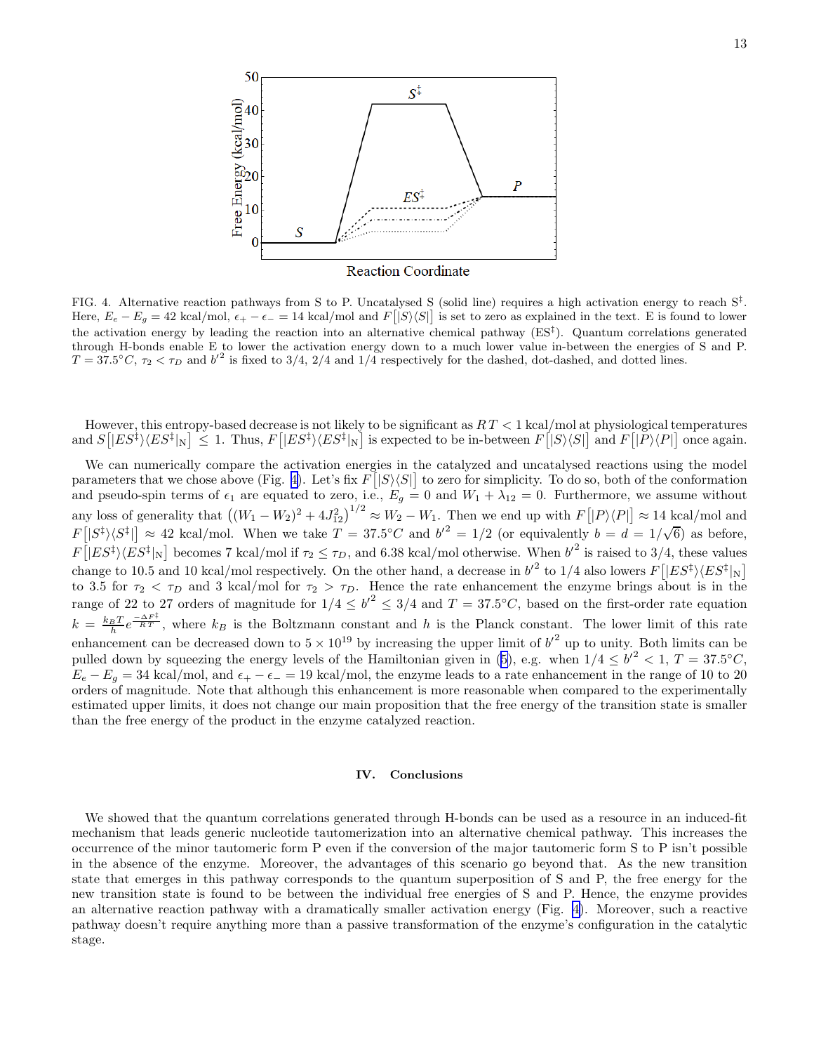FIG. 4. Alternative reaction pathways from S to P. Uncatalysed S (solid line) requires a high activation energy to reach $S^{\ddagger}$. Here, $E_e - E_g = 42$ kcal/mol, $\epsilon_+ - \epsilon_- = 14$ kcal/mol and $F\left[|S\rangle\langle S|\right]$ is set to zero as explained in the text. E is found to lower the activation energy by leading the reaction into an alternative chemical pathway ($ES^{\ddagger}$). Quantum correlations generated through H-bonds enable E to lower the activation energy down to a much lower value in-between the energies of S and P. $T = 37.5°C$, $\tau_2 < \tau_D$ and $b'^2$ is fixed to 3/4, 2/4 and 1/4 respectively for the dashed, dot-dashed, and dotted lines.

However, this entropy-based decrease is not likely to be significant as $RT < 1$ kcal/mol at physiological temperatures and $S\left[|ES^{\ddagger}\rangle\langle ES^{\ddagger}|_{\mathrm{N}}\right] \leq 1$. Thus, $F\left[|ES^{\ddagger}\rangle\langle ES^{\ddagger}|_{\mathrm{N}}\right]$ is expected to be in-between $F\left[|S\rangle\langle S|\right]$ and $F\left[|P\rangle\langle P|\right]$ once again.

We can numerically compare the activation energies in the catalyzed and uncatalysed reactions using the model parameters that we chose above (Fig. 4). Let's fix $F\left[|S\rangle\langle S|\right]$ to zero for simplicity. To do so, both of the conformation and pseudo-spin terms of $\epsilon_1$ are equated to zero, i.e., $E_g = 0$ and $W_1 + \lambda_{12} = 0$. Furthermore, we assume without any loss of generality that $\left((W_1 - W_2)^2 + 4J_{12}^2\right)^{1/2} \approx W_2 - W_1$. Then we end up with $F\left[|P\rangle\langle P|\right] \approx 14$ kcal/mol and $F\left[|S^{\ddagger}\rangle\langle S^{\ddagger}|\right] \approx 42$ kcal/mol. When we take $T = 37.5°C$ and $b'^2 = 1/2$ (or equivalently $b = d = 1/\sqrt{6}$) as before, $F\left[|ES^{\ddagger}\rangle\langle ES^{\ddagger}|_{\mathrm{N}}\right]$ becomes 7 kcal/mol if $\tau_2 \leq \tau_D$, and 6.38 kcal/mol otherwise. When $b'^2$ is raised to 3/4, these values change to 10.5 and 10 kcal/mol respectively. On the other hand, a decrease in $b'^2$ to 1/4 also lowers $F\left[|ES^{\ddagger}\rangle\langle ES^{\ddagger}|_{\mathrm{N}}\right]$ to 3.5 for $\tau_2 < \tau_D$ and 3 kcal/mol for $\tau_2 > \tau_D$. Hence the rate enhancement the enzyme brings about is in the range of 22 to 27 orders of magnitude for $1/4 \leq b'^2 \leq 3/4$ and $T = 37.5°C$, based on the first-order rate equation $k = \frac{k_B T}{h} e^{\frac{-\Delta F^{\ddagger}}{RT}}$, where $k_B$ is the Boltzmann constant and $h$ is the Planck constant. The lower limit of this rate enhancement can be decreased down to $5 \times 10^{19}$ by increasing the upper limit of $b'^2$ up to unity. Both limits can be pulled down by squeezing the energy levels of the Hamiltonian given in (5), e.g. when $1/4 \leq b'^2 < 1$, $T = 37.5°C$, $E_e - E_g = 34$ kcal/mol, and $\epsilon_+ - \epsilon_- = 19$ kcal/mol, the enzyme leads to a rate enhancement in the range of 10 to 20 orders of magnitude. Note that although this enhancement is more reasonable when compared to the experimentally estimated upper limits, it does not change our main proposition that the free energy of the transition state is smaller than the free energy of the product in the enzyme catalyzed reaction.

## IV. Conclusions

We showed that the quantum correlations generated through H-bonds can be used as a resource in an induced-fit mechanism that leads generic nucleotide tautomerization into an alternative chemical pathway. This increases the occurrence of the minor tautomeric form P even if the conversion of the major tautomeric form S to P isn't possible in the absence of the enzyme. Moreover, the advantages of this scenario go beyond that. As the new transition state that emerges in this pathway corresponds to the quantum superposition of S and P, the free energy for the new transition state is found to be between the individual free energies of S and P. Hence, the enzyme provides an alternative reaction pathway with a dramatically smaller activation energy (Fig. 4). Moreover, such a reactive pathway doesn't require anything more than a passive transformation of the enzyme's configuration in the catalytic stage.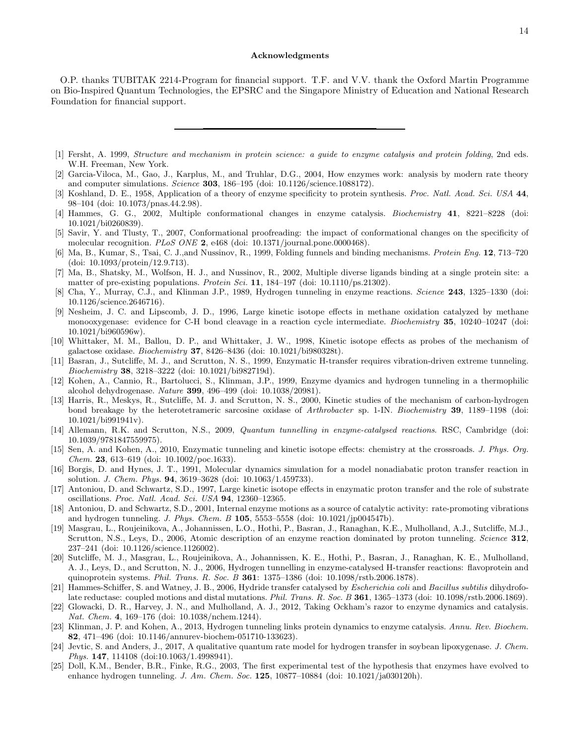## Acknowledgments

O.P. thanks TUBITAK 2214-Program for financial support. T.F. and V.V. thank the Oxford Martin Programme on Bio-Inspired Quantum Technologies, the EPSRC and the Singapore Ministry of Education and National Research Foundation for financial support.

---

[1] Fersht, A. 1999, *Structure and mechanism in protein science: a guide to enzyme catalysis and protein folding*, 2nd eds. W.H. Freeman, New York.

[2] Garcia-Viloca, M., Gao, J., Karplus, M., and Truhlar, D.G., 2004, How enzymes work: analysis by modern rate theory and computer simulations. *Science* **303**, 186–195 (doi: 10.1126/science.1088172).

[3] Koshland, D. E., 1958, Application of a theory of enzyme specificity to protein synthesis. *Proc. Natl. Acad. Sci. USA* **44**, 98–104 (doi: 10.1073/pnas.44.2.98).

[4] Hammes, G. G., 2002, Multiple conformational changes in enzyme catalysis. *Biochemistry* **41**, 8221–8228 (doi: 10.1021/bi0260839).

[5] Savir, Y. and Tlusty, T., 2007, Conformational proofreading: the impact of conformational changes on the specificity of molecular recognition. *PLoS ONE* **2**, e468 (doi: 10.1371/journal.pone.0000468).

[6] Ma, B., Kumar, S., Tsai, C. J.,and Nussinov, R., 1999, Folding funnels and binding mechanisms. *Protein Eng.* **12**, 713–720 (doi: 10.1093/protein/12.9.713).

[7] Ma, B., Shatsky, M., Wolfson, H. J., and Nussinov, R., 2002, Multiple diverse ligands binding at a single protein site: a matter of pre-existing populations. *Protein Sci.* **11**, 184–197 (doi: 10.1110/ps.21302).

[8] Cha, Y., Murray, C.J., and Klinman J.P., 1989, Hydrogen tunneling in enzyme reactions. *Science* **243**, 1325–1330 (doi: 10.1126/science.2646716).

[9] Nesheim, J. C. and Lipscomb, J. D., 1996, Large kinetic isotope effects in methane oxidation catalyzed by methane monooxygenase: evidence for C-H bond cleavage in a reaction cycle intermediate. *Biochemistry* **35**, 10240–10247 (doi: 10.1021/bi960596w).

[10] Whittaker, M. M., Ballou, D. P., and Whittaker, J. W., 1998, Kinetic isotope effects as probes of the mechanism of galactose oxidase. *Biochemistry* **37**, 8426–8436 (doi: 10.1021/bi980328t).

[11] Basran, J., Sutcliffe, M. J., and Scrutton, N. S., 1999, Enzymatic H-transfer requires vibration-driven extreme tunneling. *Biochemistry* **38**, 3218–3222 (doi: 10.1021/bi982719d).

[12] Kohen, A., Cannio, R., Bartolucci, S., Klinman, J.P., 1999, Enzyme dyamics and hydrogen tunneling in a thermophilic alcohol dehydrogenase. *Nature* **399**, 496–499 (doi: 10.1038/20981).

[13] Harris, R., Meskys, R., Sutcliffe, M. J. and Scrutton, N. S., 2000, Kinetic studies of the mechanism of carbon-hydrogen bond breakage by the heterotetrameric sarcosine oxidase of *Arthrobacter* sp. 1-IN. *Biochemistry* **39**, 1189–1198 (doi: 10.1021/bi991941v).

[14] Allemann, R.K. and Scrutton, N.S., 2009, *Quantum tunnelling in enzyme-catalysed reactions*. RSC, Cambridge (doi: 10.1039/9781847559975).

[15] Sen, A. and Kohen, A., 2010, Enzymatic tunneling and kinetic isotope effects: chemistry at the crossroads. *J. Phys. Org. Chem.* **23**, 613–619 (doi: 10.1002/poc.1633).

[16] Borgis, D. and Hynes, J. T., 1991, Molecular dynamics simulation for a model nonadiabatic proton transfer reaction in solution. *J. Chem. Phys.* **94**, 3619–3628 (doi: 10.1063/1.459733).

[17] Antoniou, D. and Schwartz, S.D., 1997, Large kinetic isotope effects in enzymatic proton transfer and the role of substrate oscillations. *Proc. Natl. Acad. Sci. USA* **94**, 12360–12365.

[18] Antoniou, D. and Schwartz, S.D., 2001, Internal enzyme motions as a source of catalytic activity: rate-promoting vibrations and hydrogen tunneling. *J. Phys. Chem. B* **105**, 5553–5558 (doi: 10.1021/jp004547b).

[19] Masgrau, L., Roujeinikova, A., Johannissen, L.O., Hothi, P., Basran, J., Ranaghan, K.E., Mulholland, A.J., Sutcliffe, M.J., Scrutton, N.S., Leys, D., 2006, Atomic description of an enzyme reaction dominated by proton tunneling. *Science* **312**, 237–241 (doi: 10.1126/science.1126002).

[20] Sutcliffe, M. J., Masgrau, L., Roujeinikova, A., Johannissen, K. E., Hothi, P., Basran, J., Ranaghan, K. E., Mulholland, A. J., Leys, D., and Scrutton, N. J., 2006, Hydrogen tunnelling in enzyme-catalysed H-transfer reactions: flavoprotein and quinoprotein systems. *Phil. Trans. R. Soc. B* **361**: 1375–1386 (doi: 10.1098/rstb.2006.1878).

[21] Hammes-Schiffer, S. and Watney, J. B., 2006, Hydride transfer catalysed by *Escherichia coli* and *Bacillus subtilis* dihydrofolate reductase: coupled motions and distal mutations. *Phil. Trans. R. Soc. B* **361**, 1365–1373 (doi: 10.1098/rstb.2006.1869).

[22] Glowacki, D. R., Harvey, J. N., and Mulholland, A. J., 2012, Taking Ockham's razor to enzyme dynamics and catalysis. *Nat. Chem.* **4**, 169–176 (doi: 10.1038/nchem.1244).

[23] Klinman, J. P. and Kohen, A., 2013, Hydrogen tunneling links protein dynamics to enzyme catalysis. *Annu. Rev. Biochem.* **82**, 471–496 (doi: 10.1146/annurev-biochem-051710-133623).

[24] Jevtic, S. and Anders, J., 2017, A qualitative quantum rate model for hydrogen transfer in soybean lipoxygenase. *J. Chem. Phys.* **147**, 114108 (doi:10.1063/1.4998941).

[25] Doll, K.M., Bender, B.R., Finke, R.G., 2003, The first experimental test of the hypothesis that enzymes have evolved to enhance hydrogen tunneling. *J. Am. Chem. Soc.* **125**, 10877–10884 (doi: 10.1021/ja030120h).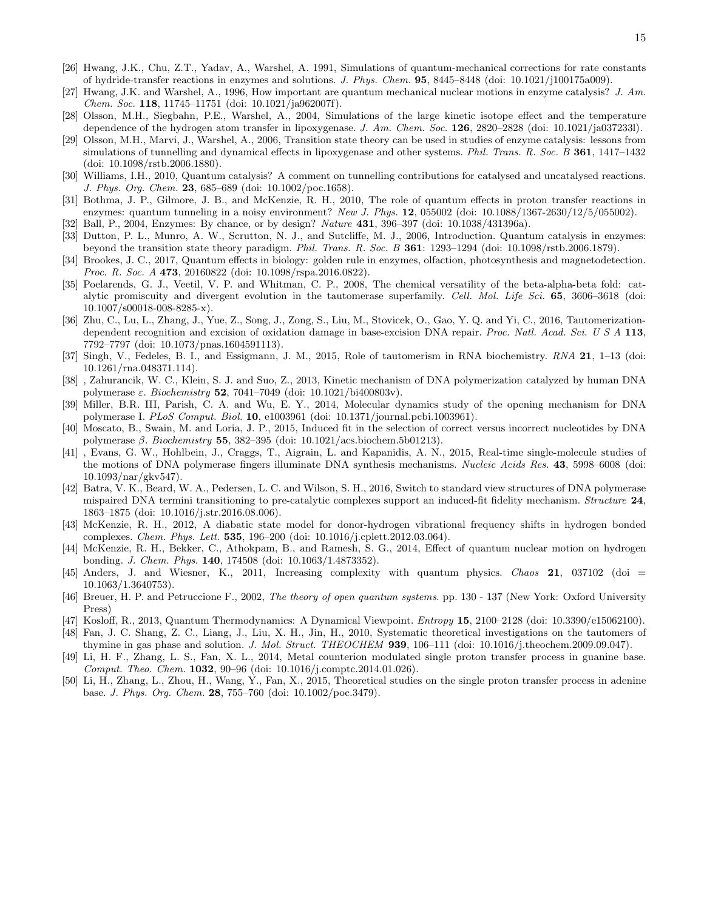[26] Hwang, J.K., Chu, Z.T., Yadav, A., Warshel, A. 1991, Simulations of quantum-mechanical corrections for rate constants of hydride-transfer reactions in enzymes and solutions. *J. Phys. Chem.* **95**, 8445–8448 (doi: 10.1021/j100175a009).

[27] Hwang, J.K. and Warshel, A., 1996, How important are quantum mechanical nuclear motions in enzyme catalysis? *J. Am. Chem. Soc.* **118**, 11745–11751 (doi: 10.1021/ja962007f).

[28] Olsson, M.H., Siegbahn, P.E., Warshel, A., 2004, Simulations of the large kinetic isotope effect and the temperature dependence of the hydrogen atom transfer in lipoxygenase. *J. Am. Chem. Soc.* **126**, 2820–2828 (doi: 10.1021/ja037233l).

[29] Olsson, M.H., Marvi, J., Warshel, A., 2006, Transition state theory can be used in studies of enzyme catalysis: lessons from simulations of tunnelling and dynamical effects in lipoxygenase and other systems. *Phil. Trans. R. Soc. B* **361**, 1417–1432 (doi: 10.1098/rstb.2006.1880).

[30] Williams, I.H., 2010, Quantum catalysis? A comment on tunnelling contributions for catalysed and uncatalysed reactions. *J. Phys. Org. Chem.* **23**, 685–689 (doi: 10.1002/poc.1658).

[31] Bothma, J. P., Gilmore, J. B., and McKenzie, R. H., 2010, The role of quantum effects in proton transfer reactions in enzymes: quantum tunneling in a noisy environment? *New J. Phys.* **12**, 055002 (doi: 10.1088/1367-2630/12/5/055002).

[32] Ball, P., 2004, Enzymes: By chance, or by design? *Nature* **431**, 396–397 (doi: 10.1038/431396a).

[33] Dutton, P. L., Munro, A. W., Scrutton, N. J., and Sutcliffe, M. J., 2006, Introduction. Quantum catalysis in enzymes: beyond the transition state theory paradigm. *Phil. Trans. R. Soc. B* **361**: 1293–1294 (doi: 10.1098/rstb.2006.1879).

[34] Brookes, J. C., 2017, Quantum effects in biology: golden rule in enzymes, olfaction, photosynthesis and magnetodetection. *Proc. R. Soc. A* **473**, 20160822 (doi: 10.1098/rspa.2016.0822).

[35] Poelarends, G. J., Veetil, V. P. and Whitman, C. P., 2008, The chemical versatility of the beta-alpha-beta fold: catalytic promiscuity and divergent evolution in the tautomerase superfamily. *Cell. Mol. Life Sci.* **65**, 3606–3618 (doi: 10.1007/s00018-008-8285-x).

[36] Zhu, C., Lu, L., Zhang, J., Yue, Z., Song, J., Zong, S., Liu, M., Stovicek, O., Gao, Y. Q. and Yi, C., 2016, Tautomerization-dependent recognition and excision of oxidation damage in base-excision DNA repair. *Proc. Natl. Acad. Sci. U S A* **113**, 7792–7797 (doi: 10.1073/pnas.1604591113).

[37] Singh, V., Fedeles, B. I., and Essigmann, J. M., 2015, Role of tautomerism in RNA biochemistry. *RNA* **21**, 1–13 (doi: 10.1261/rna.048371.114).

[38] , Zahurancik, W. C., Klein, S. J. and Suo, Z., 2013, Kinetic mechanism of DNA polymerization catalyzed by human DNA polymerase $\varepsilon$. *Biochemistry* **52**, 7041–7049 (doi: 10.1021/bi400803v).

[39] Miller, B.R. III, Parish, C. A. and Wu, E. Y., 2014, Molecular dynamics study of the opening mechanism for DNA polymerase I. *PLoS Comput. Biol.* **10**, e1003961 (doi: 10.1371/journal.pcbi.1003961).

[40] Moscato, B., Swain, M. and Loria, J. P., 2015, Induced fit in the selection of correct versus incorrect nucleotides by DNA polymerase $\beta$. *Biochemistry* **55**, 382–395 (doi: 10.1021/acs.biochem.5b01213).

[41] , Evans, G. W., Hohlbein, J., Craggs, T., Aigrain, L. and Kapanidis, A. N., 2015, Real-time single-molecule studies of the motions of DNA polymerase fingers illuminate DNA synthesis mechanisms. *Nucleic Acids Res.* **43**, 5998–6008 (doi: 10.1093/nar/gkv547).

[42] Batra, V. K., Beard, W. A., Pedersen, L. C. and Wilson, S. H., 2016, Switch to standard view structures of DNA polymerase mispaired DNA termini transitioning to pre-catalytic complexes support an induced-fit fidelity mechanism. *Structure* **24**, 1863–1875 (doi: 10.1016/j.str.2016.08.006).

[43] McKenzie, R. H., 2012, A diabatic state model for donor-hydrogen vibrational frequency shifts in hydrogen bonded complexes. *Chem. Phys. Lett.* **535**, 196–200 (doi: 10.1016/j.cplett.2012.03.064).

[44] McKenzie, R. H., Bekker, C., Athokpam, B., and Ramesh, S. G., 2014, Effect of quantum nuclear motion on hydrogen bonding. *J. Chem. Phys.* **140**, 174508 (doi: 10.1063/1.4873352).

[45] Anders, J. and Wiesner, K., 2011, Increasing complexity with quantum physics. *Chaos* **21**, 037102 (doi = 10.1063/1.3640753).

[46] Breuer, H. P. and Petruccione F., 2002, *The theory of open quantum systems*. pp. 130 - 137 (New York: Oxford University Press)

[47] Kosloff, R., 2013, Quantum Thermodynamics: A Dynamical Viewpoint. *Entropy* **15**, 2100–2128 (doi: 10.3390/e15062100).

[48] Fan, J. C. Shang, Z. C., Liang, J., Liu, X. H., Jin, H., 2010, Systematic theoretical investigations on the tautomers of thymine in gas phase and solution. *J. Mol. Struct. THEOCHEM* **939**, 106–111 (doi: 10.1016/j.theochem.2009.09.047).

[49] Li, H. F., Zhang, L. S., Fan, X. L., 2014, Metal counterion modulated single proton transfer process in guanine base. *Comput. Theo. Chem.* **1032**, 90–96 (doi: 10.1016/j.comptc.2014.01.026).

[50] Li, H., Zhang, L., Zhou, H., Wang, Y., Fan, X., 2015, Theoretical studies on the single proton transfer process in adenine base. *J. Phys. Org. Chem.* **28**, 755–760 (doi: 10.1002/poc.3479).